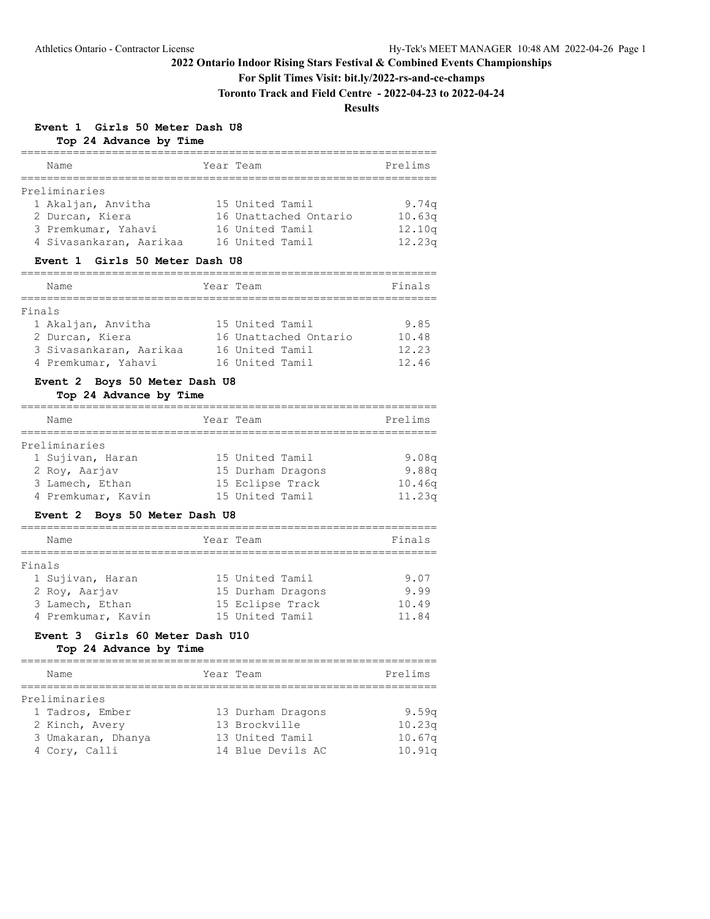# 2022 Ontario Indoor Rising Stars Festival & Combined Events Championships

**For Split Times Visit: bit.ly/2022-rs-and-ce-champs**

**Toronto Track and Field Centre - 2022-04-23 to 2022-04-24**

**Results**

### Event 1 Girls 50 Meter Dash U8

**Top 24 Advance by Time**

| Name | Year | Team | Prelims |
|---|---|---|---|
| **Preliminaries** | | | |
| 1 Akaljan, Anvitha | 15 | United Tamil | 9.74q |
| 2 Durcan, Kiera | 16 | Unattached Ontario | 10.63q |
| 3 Premkumar, Yahavi | 16 | United Tamil | 12.10q |
| 4 Sivasankaran, Aarikaa | 16 | United Tamil | 12.23q |

### Event 1 Girls 50 Meter Dash U8

| Name | Year | Team | Finals |
|---|---|---|---|
| **Finals** | | | |
| 1 Akaljan, Anvitha | 15 | United Tamil | 9.85 |
| 2 Durcan, Kiera | 16 | Unattached Ontario | 10.48 |
| 3 Sivasankaran, Aarikaa | 16 | United Tamil | 12.23 |
| 4 Premkumar, Yahavi | 16 | United Tamil | 12.46 |

### Event 2 Boys 50 Meter Dash U8

**Top 24 Advance by Time**

| Name | Year | Team | Prelims |
|---|---|---|---|
| **Preliminaries** | | | |
| 1 Sujivan, Haran | 15 | United Tamil | 9.08q |
| 2 Roy, Aarjav | 15 | Durham Dragons | 9.88q |
| 3 Lamech, Ethan | 15 | Eclipse Track | 10.46q |
| 4 Premkumar, Kavin | 15 | United Tamil | 11.23q |

### Event 2 Boys 50 Meter Dash U8

| Name | Year | Team | Finals |
|---|---|---|---|
| **Finals** | | | |
| 1 Sujivan, Haran | 15 | United Tamil | 9.07 |
| 2 Roy, Aarjav | 15 | Durham Dragons | 9.99 |
| 3 Lamech, Ethan | 15 | Eclipse Track | 10.49 |
| 4 Premkumar, Kavin | 15 | United Tamil | 11.84 |

### Event 3 Girls 60 Meter Dash U10

**Top 24 Advance by Time**

| Name | Year | Team | Prelims |
|---|---|---|---|
| **Preliminaries** | | | |
| 1 Tadros, Ember | 13 | Durham Dragons | 9.59q |
| 2 Kinch, Avery | 13 | Brockville | 10.23q |
| 3 Umakaran, Dhanya | 13 | United Tamil | 10.67q |
| 4 Cory, Calli | 14 | Blue Devils AC | 10.91q |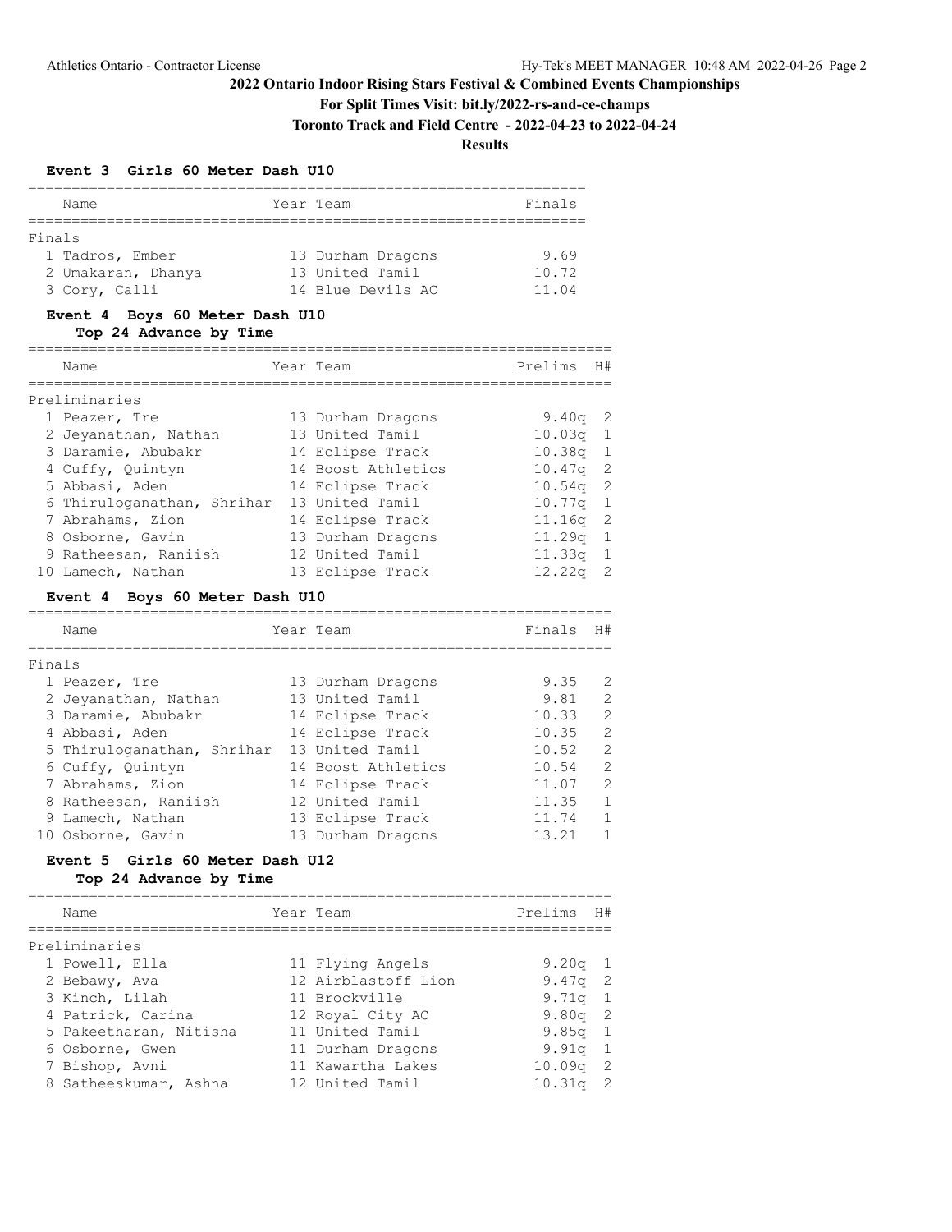# 2022 Ontario Indoor Rising Stars Festival & Combined Events Championships

**For Split Times Visit: bit.ly/2022-rs-and-ce-champs**

**Toronto Track and Field Centre - 2022-04-23 to 2022-04-24**

**Results**

### Event 3 Girls 60 Meter Dash U10

**Finals**

| Place | Name | Year | Team | Finals |
|---|---|---|---|---|
| 1 | Tadros, Ember | 13 | Durham Dragons | 9.69 |
| 2 | Umakaran, Dhanya | 13 | United Tamil | 10.72 |
| 3 | Cory, Calli | 14 | Blue Devils AC | 11.04 |

### Event 4 Boys 60 Meter Dash U10

**Top 24 Advance by Time**

**Preliminaries**

| Place | Name | Year | Team | Prelims | H# |
|---|---|---|---|---|---|
| 1 | Peazer, Tre | 13 | Durham Dragons | 9.40q | 2 |
| 2 | Jeyanathan, Nathan | 13 | United Tamil | 10.03q | 1 |
| 3 | Daramie, Abubakr | 14 | Eclipse Track | 10.38q | 1 |
| 4 | Cuffy, Quintyn | 14 | Boost Athletics | 10.47q | 2 |
| 5 | Abbasi, Aden | 14 | Eclipse Track | 10.54q | 2 |
| 6 | Thiruloganathan, Shrihar | 13 | United Tamil | 10.77q | 1 |
| 7 | Abrahams, Zion | 14 | Eclipse Track | 11.16q | 2 |
| 8 | Osborne, Gavin | 13 | Durham Dragons | 11.29q | 1 |
| 9 | Ratheesan, Raniish | 12 | United Tamil | 11.33q | 1 |
| 10 | Lamech, Nathan | 13 | Eclipse Track | 12.22q | 2 |

### Event 4 Boys 60 Meter Dash U10

**Finals**

| Place | Name | Year | Team | Finals | H# |
|---|---|---|---|---|---|
| 1 | Peazer, Tre | 13 | Durham Dragons | 9.35 | 2 |
| 2 | Jeyanathan, Nathan | 13 | United Tamil | 9.81 | 2 |
| 3 | Daramie, Abubakr | 14 | Eclipse Track | 10.33 | 2 |
| 4 | Abbasi, Aden | 14 | Eclipse Track | 10.35 | 2 |
| 5 | Thiruloganathan, Shrihar | 13 | United Tamil | 10.52 | 2 |
| 6 | Cuffy, Quintyn | 14 | Boost Athletics | 10.54 | 2 |
| 7 | Abrahams, Zion | 14 | Eclipse Track | 11.07 | 2 |
| 8 | Ratheesan, Raniish | 12 | United Tamil | 11.35 | 1 |
| 9 | Lamech, Nathan | 13 | Eclipse Track | 11.74 | 1 |
| 10 | Osborne, Gavin | 13 | Durham Dragons | 13.21 | 1 |

### Event 5 Girls 60 Meter Dash U12

**Top 24 Advance by Time**

**Preliminaries**

| Place | Name | Year | Team | Prelims | H# |
|---|---|---|---|---|---|
| 1 | Powell, Ella | 11 | Flying Angels | 9.20q | 1 |
| 2 | Bebawy, Ava | 12 | Airblastoff Lion | 9.47q | 2 |
| 3 | Kinch, Lilah | 11 | Brockville | 9.71q | 1 |
| 4 | Patrick, Carina | 12 | Royal City AC | 9.80q | 2 |
| 5 | Pakeetharan, Nitisha | 11 | United Tamil | 9.85q | 1 |
| 6 | Osborne, Gwen | 11 | Durham Dragons | 9.91q | 1 |
| 7 | Bishop, Avni | 11 | Kawartha Lakes | 10.09q | 2 |
| 8 | Satheeskumar, Ashna | 12 | United Tamil | 10.31q | 2 |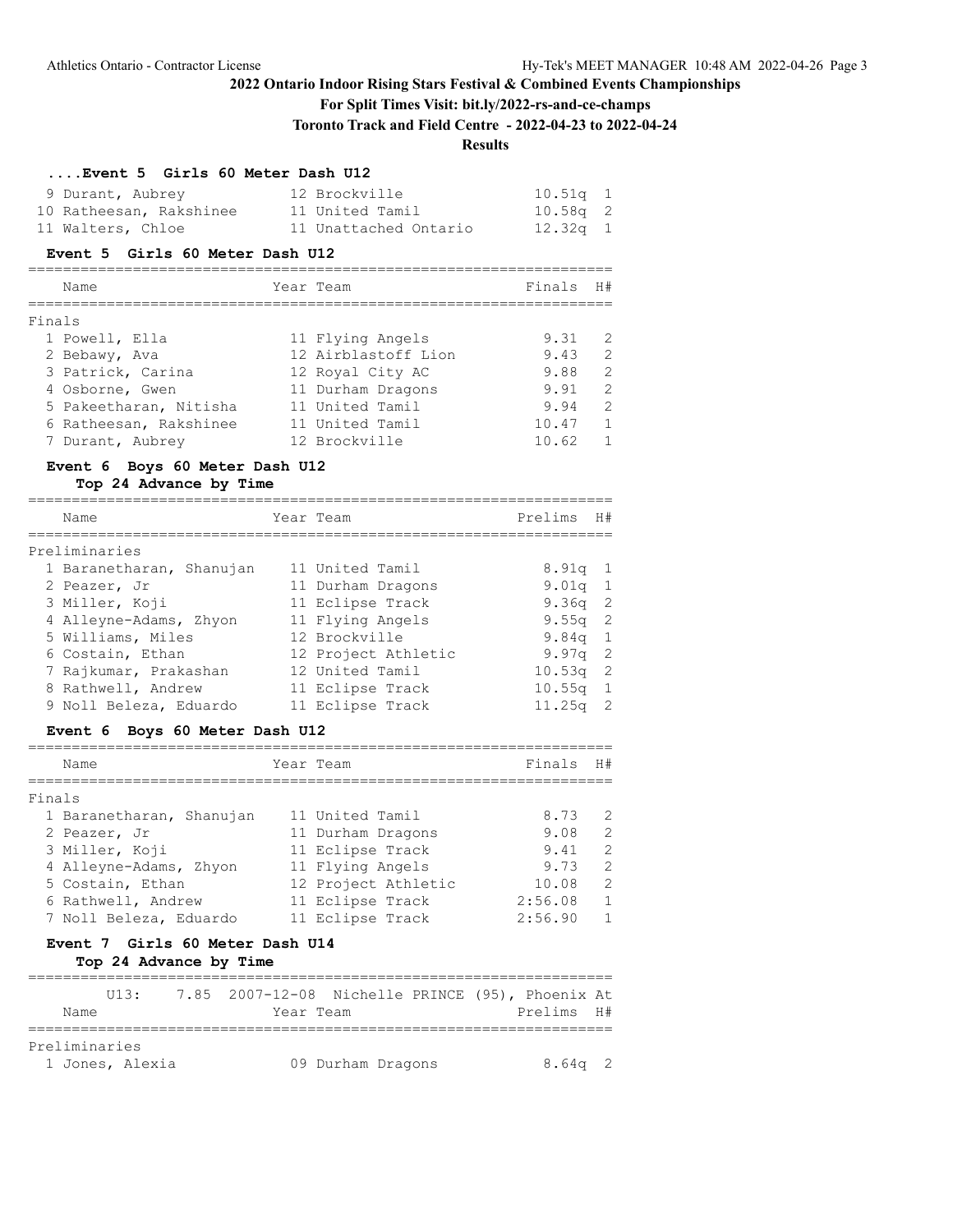# 2022 Ontario Indoor Rising Stars Festival & Combined Events Championships

**For Split Times Visit: bit.ly/2022-rs-and-ce-champs**

**Toronto Track and Field Centre - 2022-04-23 to 2022-04-24**

**Results**

### ....Event 5 Girls 60 Meter Dash U12

| Place | Name | Year | Team | Prelims | H# |
|---|---|---|---|---|---|
| 9 | Durant, Aubrey | 12 | Brockville | 10.51q | 1 |
| 10 | Ratheesan, Rakshinee | 11 | United Tamil | 10.58q | 2 |
| 11 | Walters, Chloe | 11 | Unattached Ontario | 12.32q | 1 |

### Event 5 Girls 60 Meter Dash U12

Finals

| Place | Name | Year | Team | Finals | H# |
|---|---|---|---|---|---|
| 1 | Powell, Ella | 11 | Flying Angels | 9.31 | 2 |
| 2 | Bebawy, Ava | 12 | Airblastoff Lion | 9.43 | 2 |
| 3 | Patrick, Carina | 12 | Royal City AC | 9.88 | 2 |
| 4 | Osborne, Gwen | 11 | Durham Dragons | 9.91 | 2 |
| 5 | Pakeetharan, Nitisha | 11 | United Tamil | 9.94 | 2 |
| 6 | Ratheesan, Rakshinee | 11 | United Tamil | 10.47 | 1 |
| 7 | Durant, Aubrey | 12 | Brockville | 10.62 | 1 |

### Event 6 Boys 60 Meter Dash U12

**Top 24 Advance by Time**

Preliminaries

| Place | Name | Year | Team | Prelims | H# |
|---|---|---|---|---|---|
| 1 | Baranetharan, Shanujan | 11 | United Tamil | 8.91q | 1 |
| 2 | Peazer, Jr | 11 | Durham Dragons | 9.01q | 1 |
| 3 | Miller, Koji | 11 | Eclipse Track | 9.36q | 2 |
| 4 | Alleyne-Adams, Zhyon | 11 | Flying Angels | 9.55q | 2 |
| 5 | Williams, Miles | 12 | Brockville | 9.84q | 1 |
| 6 | Costain, Ethan | 12 | Project Athletic | 9.97q | 2 |
| 7 | Rajkumar, Prakashan | 12 | United Tamil | 10.53q | 2 |
| 8 | Rathwell, Andrew | 11 | Eclipse Track | 10.55q | 1 |
| 9 | Noll Beleza, Eduardo | 11 | Eclipse Track | 11.25q | 2 |

### Event 6 Boys 60 Meter Dash U12

Finals

| Place | Name | Year | Team | Finals | H# |
|---|---|---|---|---|---|
| 1 | Baranetharan, Shanujan | 11 | United Tamil | 8.73 | 2 |
| 2 | Peazer, Jr | 11 | Durham Dragons | 9.08 | 2 |
| 3 | Miller, Koji | 11 | Eclipse Track | 9.41 | 2 |
| 4 | Alleyne-Adams, Zhyon | 11 | Flying Angels | 9.73 | 2 |
| 5 | Costain, Ethan | 12 | Project Athletic | 10.08 | 2 |
| 6 | Rathwell, Andrew | 11 | Eclipse Track | 2:56.08 | 1 |
| 7 | Noll Beleza, Eduardo | 11 | Eclipse Track | 2:56.90 | 1 |

### Event 7 Girls 60 Meter Dash U14

**Top 24 Advance by Time**

U13: 7.85 2007-12-08 Nichelle PRINCE (95), Phoenix At

Preliminaries

| Place | Name | Year | Team | Prelims | H# |
|---|---|---|---|---|---|
| 1 | Jones, Alexia | 09 | Durham Dragons | 8.64q | 2 |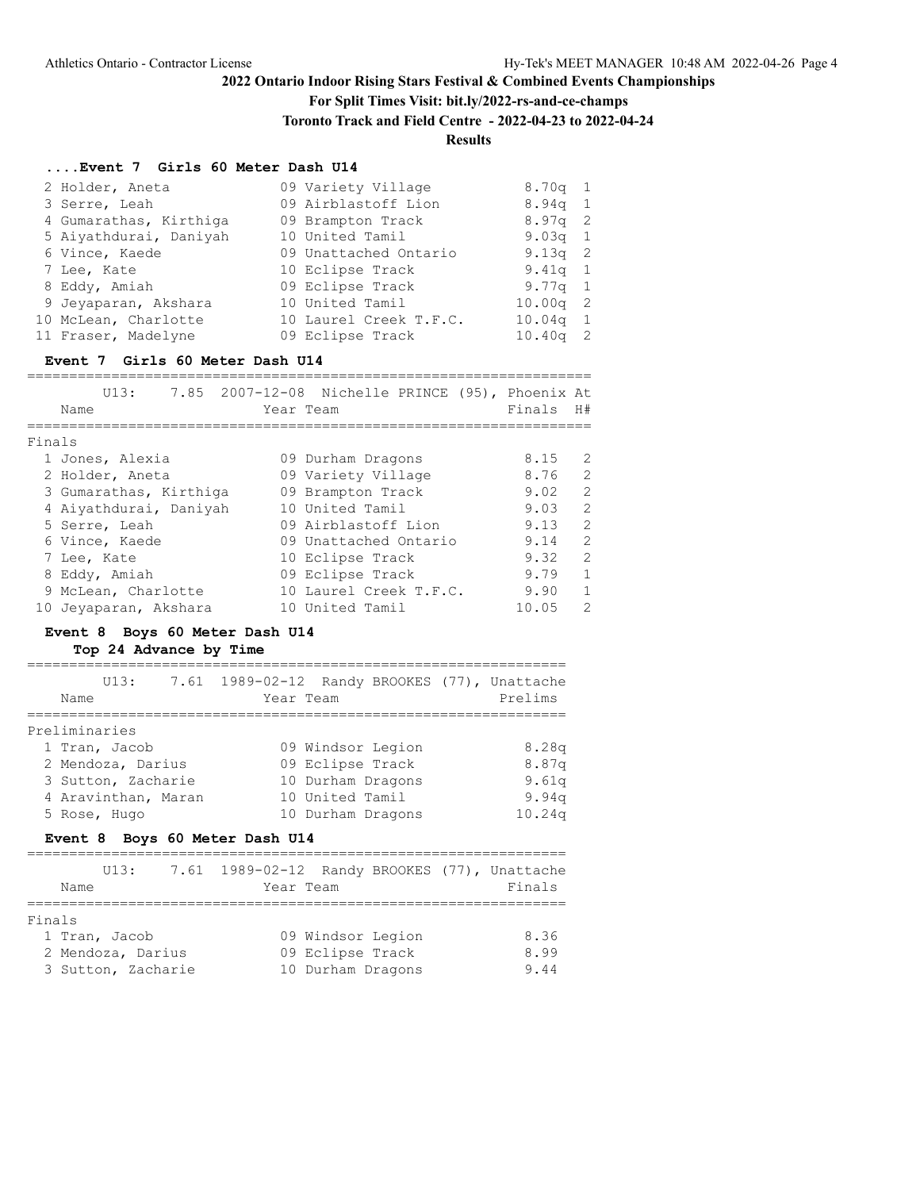## 2022 Ontario Indoor Rising Stars Festival & Combined Events Championships

**For Split Times Visit: bit.ly/2022-rs-and-ce-champs**

**Toronto Track and Field Centre - 2022-04-23 to 2022-04-24**

**Results**

### ....Event 7 Girls 60 Meter Dash U14

| Place | Name | Year | Team | Prelims | H# |
|---|---|---|---|---|---|
| 2 | Holder, Aneta | 09 | Variety Village | 8.70q | 1 |
| 3 | Serre, Leah | 09 | Airblastoff Lion | 8.94q | 1 |
| 4 | Gumarathas, Kirthiga | 09 | Brampton Track | 8.97q | 2 |
| 5 | Aiyathdurai, Daniyah | 10 | United Tamil | 9.03q | 1 |
| 6 | Vince, Kaede | 09 | Unattached Ontario | 9.13q | 2 |
| 7 | Lee, Kate | 10 | Eclipse Track | 9.41q | 1 |
| 8 | Eddy, Amiah | 09 | Eclipse Track | 9.77q | 1 |
| 9 | Jeyaparan, Akshara | 10 | United Tamil | 10.00q | 2 |
| 10 | McLean, Charlotte | 10 | Laurel Creek T.F.C. | 10.04q | 1 |
| 11 | Fraser, Madelyne | 09 | Eclipse Track | 10.40q | 2 |

### Event 7 Girls 60 Meter Dash U14

U13: 7.85 2007-12-08 Nichelle PRINCE (95), Phoenix At

Finals

| Place | Name | Year | Team | Finals | H# |
|---|---|---|---|---|---|
| 1 | Jones, Alexia | 09 | Durham Dragons | 8.15 | 2 |
| 2 | Holder, Aneta | 09 | Variety Village | 8.76 | 2 |
| 3 | Gumarathas, Kirthiga | 09 | Brampton Track | 9.02 | 2 |
| 4 | Aiyathdurai, Daniyah | 10 | United Tamil | 9.03 | 2 |
| 5 | Serre, Leah | 09 | Airblastoff Lion | 9.13 | 2 |
| 6 | Vince, Kaede | 09 | Unattached Ontario | 9.14 | 2 |
| 7 | Lee, Kate | 10 | Eclipse Track | 9.32 | 2 |
| 8 | Eddy, Amiah | 09 | Eclipse Track | 9.79 | 1 |
| 9 | McLean, Charlotte | 10 | Laurel Creek T.F.C. | 9.90 | 1 |
| 10 | Jeyaparan, Akshara | 10 | United Tamil | 10.05 | 2 |

### Event 8 Boys 60 Meter Dash U14

**Top 24 Advance by Time**

U13: 7.61 1989-02-12 Randy BROOKES (77), Unattache

Preliminaries

| Place | Name | Year | Team | Prelims |
|---|---|---|---|---|
| 1 | Tran, Jacob | 09 | Windsor Legion | 8.28q |
| 2 | Mendoza, Darius | 09 | Eclipse Track | 8.87q |
| 3 | Sutton, Zacharie | 10 | Durham Dragons | 9.61q |
| 4 | Aravinthan, Maran | 10 | United Tamil | 9.94q |
| 5 | Rose, Hugo | 10 | Durham Dragons | 10.24q |

### Event 8 Boys 60 Meter Dash U14

U13: 7.61 1989-02-12 Randy BROOKES (77), Unattache

Finals

| Place | Name | Year | Team | Finals |
|---|---|---|---|---|
| 1 | Tran, Jacob | 09 | Windsor Legion | 8.36 |
| 2 | Mendoza, Darius | 09 | Eclipse Track | 8.99 |
| 3 | Sutton, Zacharie | 10 | Durham Dragons | 9.44 |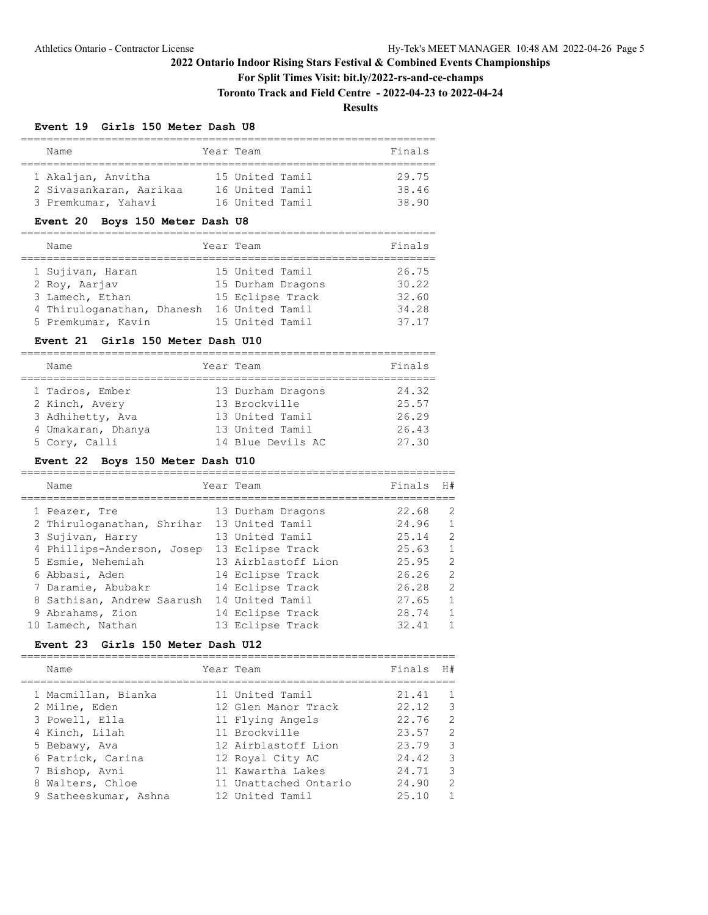# 2022 Ontario Indoor Rising Stars Festival & Combined Events Championships

**For Split Times Visit: bit.ly/2022-rs-and-ce-champs**

**Toronto Track and Field Centre - 2022-04-23 to 2022-04-24**

**Results**

### Event 19 Girls 150 Meter Dash U8

| | Name | Year | Team | Finals |
|---|---|---|---|---|
| 1 | Akaljan, Anvitha | 15 | United Tamil | 29.75 |
| 2 | Sivasankaran, Aarikaa | 16 | United Tamil | 38.46 |
| 3 | Premkumar, Yahavi | 16 | United Tamil | 38.90 |

### Event 20 Boys 150 Meter Dash U8

| | Name | Year | Team | Finals |
|---|---|---|---|---|
| 1 | Sujivan, Haran | 15 | United Tamil | 26.75 |
| 2 | Roy, Aarjav | 15 | Durham Dragons | 30.22 |
| 3 | Lamech, Ethan | 15 | Eclipse Track | 32.60 |
| 4 | Thiruloganathan, Dhanesh | 16 | United Tamil | 34.28 |
| 5 | Premkumar, Kavin | 15 | United Tamil | 37.17 |

### Event 21 Girls 150 Meter Dash U10

| | Name | Year | Team | Finals |
|---|---|---|---|---|
| 1 | Tadros, Ember | 13 | Durham Dragons | 24.32 |
| 2 | Kinch, Avery | 13 | Brockville | 25.57 |
| 3 | Adhihetty, Ava | 13 | United Tamil | 26.29 |
| 4 | Umakaran, Dhanya | 13 | United Tamil | 26.43 |
| 5 | Cory, Calli | 14 | Blue Devils AC | 27.30 |

### Event 22 Boys 150 Meter Dash U10

| | Name | Year | Team | Finals | H# |
|---|---|---|---|---|---|
| 1 | Peazer, Tre | 13 | Durham Dragons | 22.68 | 2 |
| 2 | Thiruloganathan, Shrihar | 13 | United Tamil | 24.96 | 1 |
| 3 | Sujivan, Harry | 13 | United Tamil | 25.14 | 2 |
| 4 | Phillips-Anderson, Josep | 13 | Eclipse Track | 25.63 | 1 |
| 5 | Esmie, Nehemiah | 13 | Airblastoff Lion | 25.95 | 2 |
| 6 | Abbasi, Aden | 14 | Eclipse Track | 26.26 | 2 |
| 7 | Daramie, Abubakr | 14 | Eclipse Track | 26.28 | 2 |
| 8 | Sathisan, Andrew Saarush | 14 | United Tamil | 27.65 | 1 |
| 9 | Abrahams, Zion | 14 | Eclipse Track | 28.74 | 1 |
| 10 | Lamech, Nathan | 13 | Eclipse Track | 32.41 | 1 |

### Event 23 Girls 150 Meter Dash U12

| | Name | Year | Team | Finals | H# |
|---|---|---|---|---|---|
| 1 | Macmillan, Bianka | 11 | United Tamil | 21.41 | 1 |
| 2 | Milne, Eden | 12 | Glen Manor Track | 22.12 | 3 |
| 3 | Powell, Ella | 11 | Flying Angels | 22.76 | 2 |
| 4 | Kinch, Lilah | 11 | Brockville | 23.57 | 2 |
| 5 | Bebawy, Ava | 12 | Airblastoff Lion | 23.79 | 3 |
| 6 | Patrick, Carina | 12 | Royal City AC | 24.42 | 3 |
| 7 | Bishop, Avni | 11 | Kawartha Lakes | 24.71 | 3 |
| 8 | Walters, Chloe | 11 | Unattached Ontario | 24.90 | 2 |
| 9 | Satheeskumar, Ashna | 12 | United Tamil | 25.10 | 1 |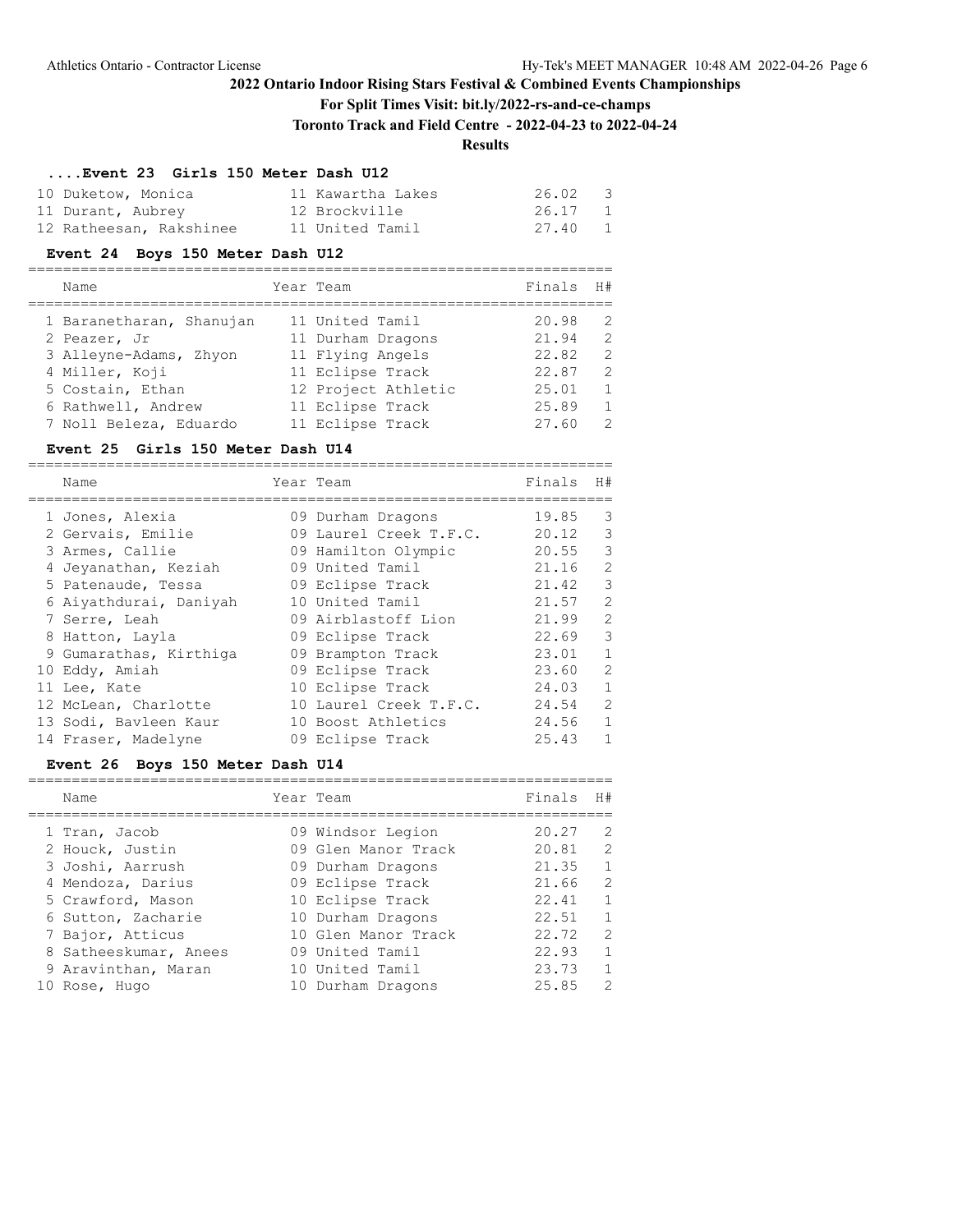# 2022 Ontario Indoor Rising Stars Festival & Combined Events Championships

**For Split Times Visit: bit.ly/2022-rs-and-ce-champs**

**Toronto Track and Field Centre - 2022-04-23 to 2022-04-24**

**Results**

### ....Event 23 Girls 150 Meter Dash U12

| Name | Year | Team | Finals | H# |
|---|---|---|---|---|
| 10 Duketow, Monica | 11 | Kawartha Lakes | 26.02 | 3 |
| 11 Durant, Aubrey | 12 | Brockville | 26.17 | 1 |
| 12 Ratheesan, Rakshinee | 11 | United Tamil | 27.40 | 1 |

### Event 24 Boys 150 Meter Dash U12

| Name | Year | Team | Finals | H# |
|---|---|---|---|---|
| 1 Baranetharan, Shanujan | 11 | United Tamil | 20.98 | 2 |
| 2 Peazer, Jr | 11 | Durham Dragons | 21.94 | 2 |
| 3 Alleyne-Adams, Zhyon | 11 | Flying Angels | 22.82 | 2 |
| 4 Miller, Koji | 11 | Eclipse Track | 22.87 | 2 |
| 5 Costain, Ethan | 12 | Project Athletic | 25.01 | 1 |
| 6 Rathwell, Andrew | 11 | Eclipse Track | 25.89 | 1 |
| 7 Noll Beleza, Eduardo | 11 | Eclipse Track | 27.60 | 2 |

### Event 25 Girls 150 Meter Dash U14

| Name | Year | Team | Finals | H# |
|---|---|---|---|---|
| 1 Jones, Alexia | 09 | Durham Dragons | 19.85 | 3 |
| 2 Gervais, Emilie | 09 | Laurel Creek T.F.C. | 20.12 | 3 |
| 3 Armes, Callie | 09 | Hamilton Olympic | 20.55 | 3 |
| 4 Jeyanathan, Keziah | 09 | United Tamil | 21.16 | 2 |
| 5 Patenaude, Tessa | 09 | Eclipse Track | 21.42 | 3 |
| 6 Aiyathdurai, Daniyah | 10 | United Tamil | 21.57 | 2 |
| 7 Serre, Leah | 09 | Airblastoff Lion | 21.99 | 2 |
| 8 Hatton, Layla | 09 | Eclipse Track | 22.69 | 3 |
| 9 Gumarathas, Kirthiga | 09 | Brampton Track | 23.01 | 1 |
| 10 Eddy, Amiah | 09 | Eclipse Track | 23.60 | 2 |
| 11 Lee, Kate | 10 | Eclipse Track | 24.03 | 1 |
| 12 McLean, Charlotte | 10 | Laurel Creek T.F.C. | 24.54 | 2 |
| 13 Sodi, Bavleen Kaur | 10 | Boost Athletics | 24.56 | 1 |
| 14 Fraser, Madelyne | 09 | Eclipse Track | 25.43 | 1 |

### Event 26 Boys 150 Meter Dash U14

| Name | Year | Team | Finals | H# |
|---|---|---|---|---|
| 1 Tran, Jacob | 09 | Windsor Legion | 20.27 | 2 |
| 2 Houck, Justin | 09 | Glen Manor Track | 20.81 | 2 |
| 3 Joshi, Aarrush | 09 | Durham Dragons | 21.35 | 1 |
| 4 Mendoza, Darius | 09 | Eclipse Track | 21.66 | 2 |
| 5 Crawford, Mason | 10 | Eclipse Track | 22.41 | 1 |
| 6 Sutton, Zacharie | 10 | Durham Dragons | 22.51 | 1 |
| 7 Bajor, Atticus | 10 | Glen Manor Track | 22.72 | 2 |
| 8 Satheeskumar, Anees | 09 | United Tamil | 22.93 | 1 |
| 9 Aravinthan, Maran | 10 | United Tamil | 23.73 | 1 |
| 10 Rose, Hugo | 10 | Durham Dragons | 25.85 | 2 |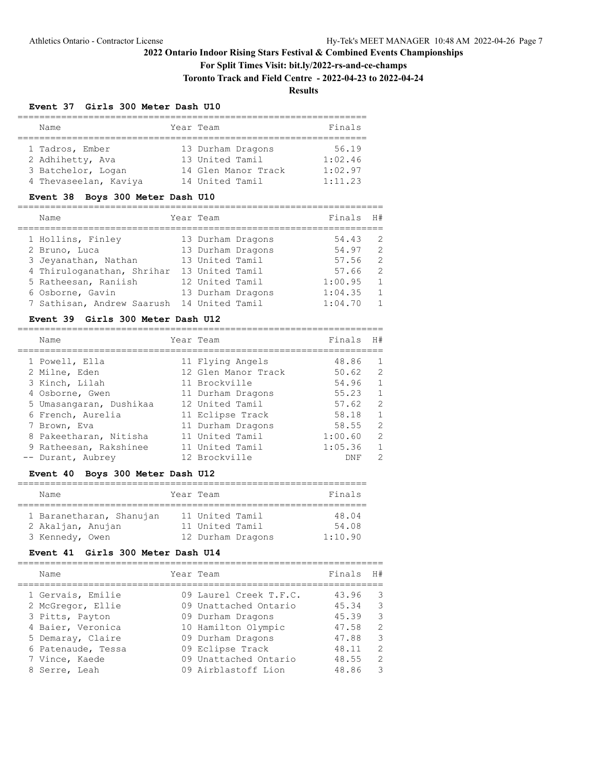# 2022 Ontario Indoor Rising Stars Festival & Combined Events Championships

**For Split Times Visit: bit.ly/2022-rs-and-ce-champs**

**Toronto Track and Field Centre - 2022-04-23 to 2022-04-24**

**Results**

### Event 37 Girls 300 Meter Dash U10

| | Name | Year | Team | Finals |
|---|---|---|---|---|
| 1 | Tadros, Ember | 13 | Durham Dragons | 56.19 |
| 2 | Adhihetty, Ava | 13 | United Tamil | 1:02.46 |
| 3 | Batchelor, Logan | 14 | Glen Manor Track | 1:02.97 |
| 4 | Thevaseelan, Kaviya | 14 | United Tamil | 1:11.23 |

### Event 38 Boys 300 Meter Dash U10

| | Name | Year | Team | Finals | H# |
|---|---|---|---|---|---|
| 1 | Hollins, Finley | 13 | Durham Dragons | 54.43 | 2 |
| 2 | Bruno, Luca | 13 | Durham Dragons | 54.97 | 2 |
| 3 | Jeyanathan, Nathan | 13 | United Tamil | 57.56 | 2 |
| 4 | Thiruloganathan, Shrihar | 13 | United Tamil | 57.66 | 2 |
| 5 | Ratheesan, Raniish | 12 | United Tamil | 1:00.95 | 1 |
| 6 | Osborne, Gavin | 13 | Durham Dragons | 1:04.35 | 1 |
| 7 | Sathisan, Andrew Saarush | 14 | United Tamil | 1:04.70 | 1 |

### Event 39 Girls 300 Meter Dash U12

| | Name | Year | Team | Finals | H# |
|---|---|---|---|---|---|
| 1 | Powell, Ella | 11 | Flying Angels | 48.86 | 1 |
| 2 | Milne, Eden | 12 | Glen Manor Track | 50.62 | 2 |
| 3 | Kinch, Lilah | 11 | Brockville | 54.96 | 1 |
| 4 | Osborne, Gwen | 11 | Durham Dragons | 55.23 | 1 |
| 5 | Umasangaran, Dushikaa | 12 | United Tamil | 57.62 | 2 |
| 6 | French, Aurelia | 11 | Eclipse Track | 58.18 | 1 |
| 7 | Brown, Eva | 11 | Durham Dragons | 58.55 | 2 |
| 8 | Pakeetharan, Nitisha | 11 | United Tamil | 1:00.60 | 2 |
| 9 | Ratheesan, Rakshinee | 11 | United Tamil | 1:05.36 | 1 |
| -- | Durant, Aubrey | 12 | Brockville | DNF | 2 |

### Event 40 Boys 300 Meter Dash U12

| | Name | Year | Team | Finals |
|---|---|---|---|---|
| 1 | Baranetharan, Shanujan | 11 | United Tamil | 48.04 |
| 2 | Akaljan, Anujan | 11 | United Tamil | 54.08 |
| 3 | Kennedy, Owen | 12 | Durham Dragons | 1:10.90 |

### Event 41 Girls 300 Meter Dash U14

| | Name | Year | Team | Finals | H# |
|---|---|---|---|---|---|
| 1 | Gervais, Emilie | 09 | Laurel Creek T.F.C. | 43.96 | 3 |
| 2 | McGregor, Ellie | 09 | Unattached Ontario | 45.34 | 3 |
| 3 | Pitts, Payton | 09 | Durham Dragons | 45.39 | 3 |
| 4 | Baier, Veronica | 10 | Hamilton Olympic | 47.58 | 2 |
| 5 | Demaray, Claire | 09 | Durham Dragons | 47.88 | 3 |
| 6 | Patenaude, Tessa | 09 | Eclipse Track | 48.11 | 2 |
| 7 | Vince, Kaede | 09 | Unattached Ontario | 48.55 | 2 |
| 8 | Serre, Leah | 09 | Airblastoff Lion | 48.86 | 3 |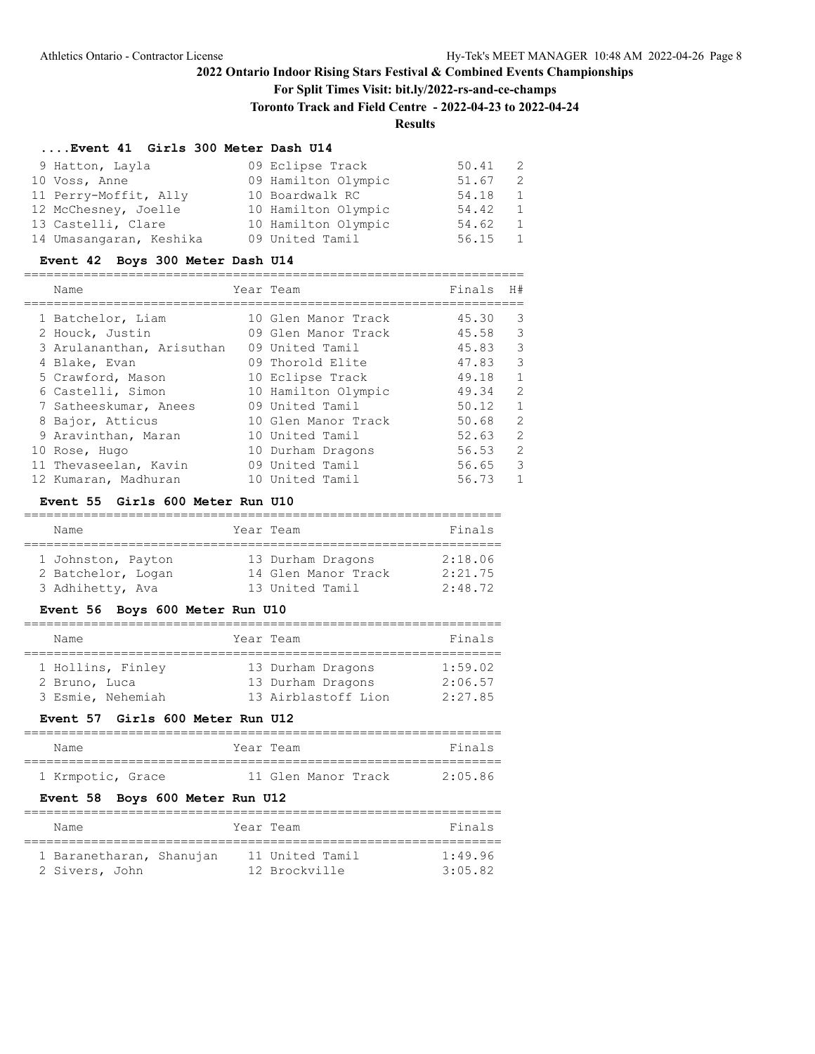# 2022 Ontario Indoor Rising Stars Festival & Combined Events Championships

**For Split Times Visit: bit.ly/2022-rs-and-ce-champs**

**Toronto Track and Field Centre - 2022-04-23 to 2022-04-24**

**Results**

### ....Event 41 Girls 300 Meter Dash U14

| Place | Name | Year | Team | Finals | H# |
|---|---|---|---|---|---|
| 9 | Hatton, Layla | 09 | Eclipse Track | 50.41 | 2 |
| 10 | Voss, Anne | 09 | Hamilton Olympic | 51.67 | 2 |
| 11 | Perry-Moffit, Ally | 10 | Boardwalk RC | 54.18 | 1 |
| 12 | McChesney, Joelle | 10 | Hamilton Olympic | 54.42 | 1 |
| 13 | Castelli, Clare | 10 | Hamilton Olympic | 54.62 | 1 |
| 14 | Umasangaran, Keshika | 09 | United Tamil | 56.15 | 1 |

### Event 42 Boys 300 Meter Dash U14

| Place | Name | Year | Team | Finals | H# |
|---|---|---|---|---|---|
| 1 | Batchelor, Liam | 10 | Glen Manor Track | 45.30 | 3 |
| 2 | Houck, Justin | 09 | Glen Manor Track | 45.58 | 3 |
| 3 | Arulananthan, Arisuthan | 09 | United Tamil | 45.83 | 3 |
| 4 | Blake, Evan | 09 | Thorold Elite | 47.83 | 3 |
| 5 | Crawford, Mason | 10 | Eclipse Track | 49.18 | 1 |
| 6 | Castelli, Simon | 10 | Hamilton Olympic | 49.34 | 2 |
| 7 | Satheeskumar, Anees | 09 | United Tamil | 50.12 | 1 |
| 8 | Bajor, Atticus | 10 | Glen Manor Track | 50.68 | 2 |
| 9 | Aravinthan, Maran | 10 | United Tamil | 52.63 | 2 |
| 10 | Rose, Hugo | 10 | Durham Dragons | 56.53 | 2 |
| 11 | Thevaseelan, Kavin | 09 | United Tamil | 56.65 | 3 |
| 12 | Kumaran, Madhuran | 10 | United Tamil | 56.73 | 1 |

### Event 55 Girls 600 Meter Run U10

| Place | Name | Year | Team | Finals |
|---|---|---|---|---|
| 1 | Johnston, Payton | 13 | Durham Dragons | 2:18.06 |
| 2 | Batchelor, Logan | 14 | Glen Manor Track | 2:21.75 |
| 3 | Adhihetty, Ava | 13 | United Tamil | 2:48.72 |

### Event 56 Boys 600 Meter Run U10

| Place | Name | Year | Team | Finals |
|---|---|---|---|---|
| 1 | Hollins, Finley | 13 | Durham Dragons | 1:59.02 |
| 2 | Bruno, Luca | 13 | Durham Dragons | 2:06.57 |
| 3 | Esmie, Nehemiah | 13 | Airblastoff Lion | 2:27.85 |

### Event 57 Girls 600 Meter Run U12

| Place | Name | Year | Team | Finals |
|---|---|---|---|---|
| 1 | Krmpotic, Grace | 11 | Glen Manor Track | 2:05.86 |

### Event 58 Boys 600 Meter Run U12

| Place | Name | Year | Team | Finals |
|---|---|---|---|---|
| 1 | Baranetharan, Shanujan | 11 | United Tamil | 1:49.96 |
| 2 | Sivers, John | 12 | Brockville | 3:05.82 |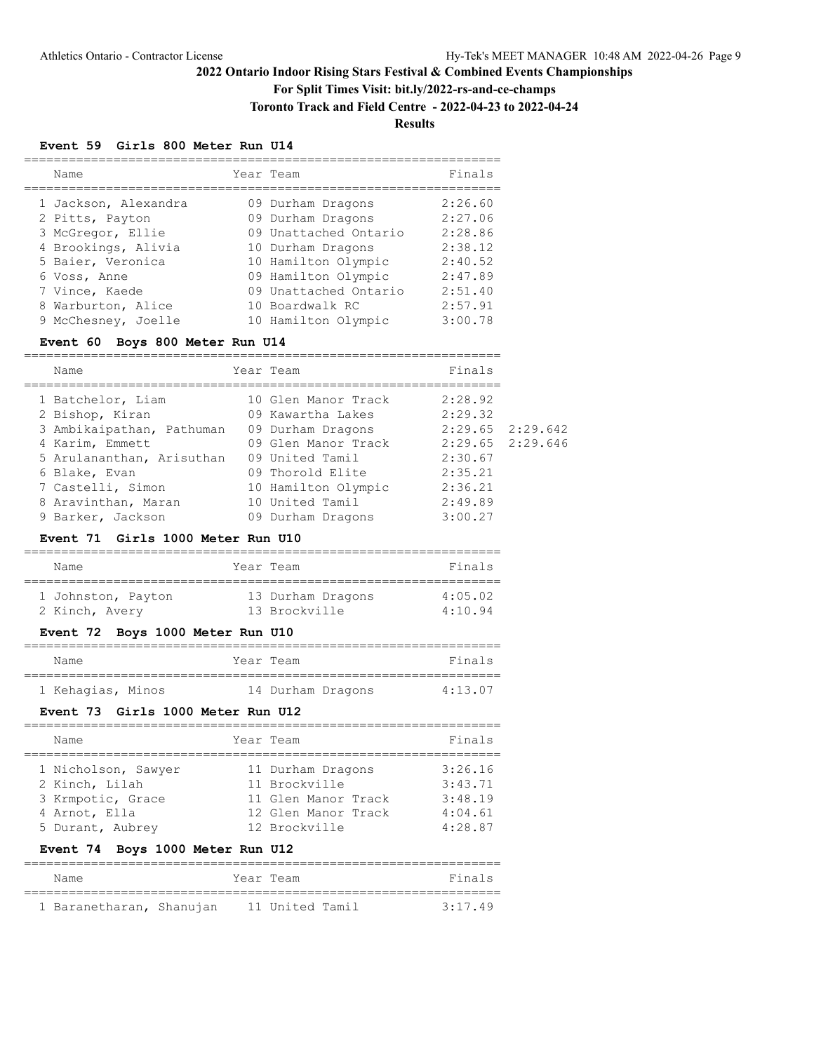# 2022 Ontario Indoor Rising Stars Festival & Combined Events Championships

**For Split Times Visit: bit.ly/2022-rs-and-ce-champs**

**Toronto Track and Field Centre - 2022-04-23 to 2022-04-24**

**Results**

### Event 59 Girls 800 Meter Run U14

| | Name | Year | Team | Finals |
|---|---|---|---|---|
| 1 | Jackson, Alexandra | 09 | Durham Dragons | 2:26.60 |
| 2 | Pitts, Payton | 09 | Durham Dragons | 2:27.06 |
| 3 | McGregor, Ellie | 09 | Unattached Ontario | 2:28.86 |
| 4 | Brookings, Alivia | 10 | Durham Dragons | 2:38.12 |
| 5 | Baier, Veronica | 10 | Hamilton Olympic | 2:40.52 |
| 6 | Voss, Anne | 09 | Hamilton Olympic | 2:47.89 |
| 7 | Vince, Kaede | 09 | Unattached Ontario | 2:51.40 |
| 8 | Warburton, Alice | 10 | Boardwalk RC | 2:57.91 |
| 9 | McChesney, Joelle | 10 | Hamilton Olympic | 3:00.78 |

### Event 60 Boys 800 Meter Run U14

| | Name | Year | Team | Finals | |
|---|---|---|---|---|---|
| 1 | Batchelor, Liam | 10 | Glen Manor Track | 2:28.92 | |
| 2 | Bishop, Kiran | 09 | Kawartha Lakes | 2:29.32 | |
| 3 | Ambikaipathan, Pathuman | 09 | Durham Dragons | 2:29.65 | 2:29.642 |
| 4 | Karim, Emmett | 09 | Glen Manor Track | 2:29.65 | 2:29.646 |
| 5 | Arulananthan, Arisuthan | 09 | United Tamil | 2:30.67 | |
| 6 | Blake, Evan | 09 | Thorold Elite | 2:35.21 | |
| 7 | Castelli, Simon | 10 | Hamilton Olympic | 2:36.21 | |
| 8 | Aravinthan, Maran | 10 | United Tamil | 2:49.89 | |
| 9 | Barker, Jackson | 09 | Durham Dragons | 3:00.27 | |

### Event 71 Girls 1000 Meter Run U10

| | Name | Year | Team | Finals |
|---|---|---|---|---|
| 1 | Johnston, Payton | 13 | Durham Dragons | 4:05.02 |
| 2 | Kinch, Avery | 13 | Brockville | 4:10.94 |

### Event 72 Boys 1000 Meter Run U10

| | Name | Year | Team | Finals |
|---|---|---|---|---|
| 1 | Kehagias, Minos | 14 | Durham Dragons | 4:13.07 |

### Event 73 Girls 1000 Meter Run U12

| | Name | Year | Team | Finals |
|---|---|---|---|---|
| 1 | Nicholson, Sawyer | 11 | Durham Dragons | 3:26.16 |
| 2 | Kinch, Lilah | 11 | Brockville | 3:43.71 |
| 3 | Krmpotic, Grace | 11 | Glen Manor Track | 3:48.19 |
| 4 | Arnot, Ella | 12 | Glen Manor Track | 4:04.61 |
| 5 | Durant, Aubrey | 12 | Brockville | 4:28.87 |

### Event 74 Boys 1000 Meter Run U12

| | Name | Year | Team | Finals |
|---|---|---|---|---|
| 1 | Baranetharan, Shanujan | 11 | United Tamil | 3:17.49 |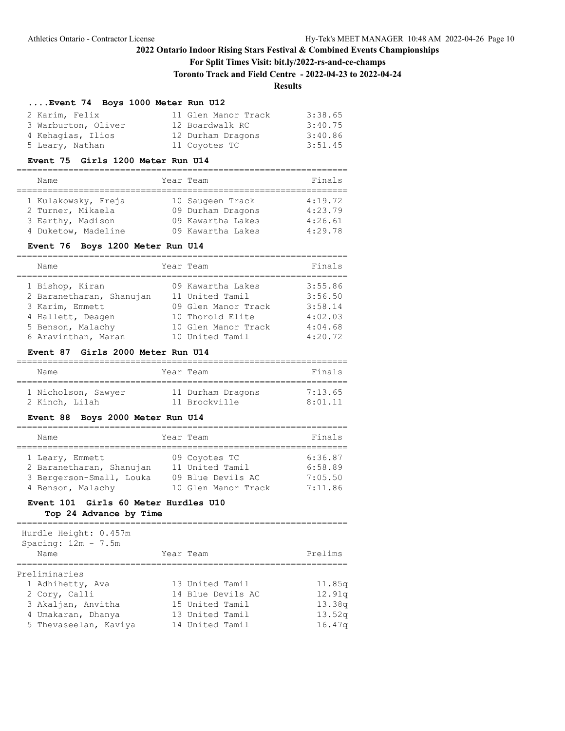# 2022 Ontario Indoor Rising Stars Festival & Combined Events Championships

**For Split Times Visit: bit.ly/2022-rs-and-ce-champs**

**Toronto Track and Field Centre - 2022-04-23 to 2022-04-24**

**Results**

### ....Event 74 Boys 1000 Meter Run U12

| Name | Year | Team | Finals |
|---|---|---|---|
| 2 Karim, Felix | 11 | Glen Manor Track | 3:38.65 |
| 3 Warburton, Oliver | 12 | Boardwalk RC | 3:40.75 |
| 4 Kehagias, Ilios | 12 | Durham Dragons | 3:40.86 |
| 5 Leary, Nathan | 11 | Coyotes TC | 3:51.45 |

### Event 75 Girls 1200 Meter Run U14

| Name | Year | Team | Finals |
|---|---|---|---|
| 1 Kulakowsky, Freja | 10 | Saugeen Track | 4:19.72 |
| 2 Turner, Mikaela | 09 | Durham Dragons | 4:23.79 |
| 3 Earthy, Madison | 09 | Kawartha Lakes | 4:26.61 |
| 4 Duketow, Madeline | 09 | Kawartha Lakes | 4:29.78 |

### Event 76 Boys 1200 Meter Run U14

| Name | Year | Team | Finals |
|---|---|---|---|
| 1 Bishop, Kiran | 09 | Kawartha Lakes | 3:55.86 |
| 2 Baranetharan, Shanujan | 11 | United Tamil | 3:56.50 |
| 3 Karim, Emmett | 09 | Glen Manor Track | 3:58.14 |
| 4 Hallett, Deagen | 10 | Thorold Elite | 4:02.03 |
| 5 Benson, Malachy | 10 | Glen Manor Track | 4:04.68 |
| 6 Aravinthan, Maran | 10 | United Tamil | 4:20.72 |

### Event 87 Girls 2000 Meter Run U14

| Name | Year | Team | Finals |
|---|---|---|---|
| 1 Nicholson, Sawyer | 11 | Durham Dragons | 7:13.65 |
| 2 Kinch, Lilah | 11 | Brockville | 8:01.11 |

### Event 88 Boys 2000 Meter Run U14

| Name | Year | Team | Finals |
|---|---|---|---|
| 1 Leary, Emmett | 09 | Coyotes TC | 6:36.87 |
| 2 Baranetharan, Shanujan | 11 | United Tamil | 6:58.89 |
| 3 Bergerson-Small, Louka | 09 | Blue Devils AC | 7:05.50 |
| 4 Benson, Malachy | 10 | Glen Manor Track | 7:11.86 |

### Event 101 Girls 60 Meter Hurdles U10

**Top 24 Advance by Time**

Hurdle Height: 0.457m
Spacing: 12m - 7.5m

| Name | Year | Team | Prelims |
|---|---|---|---|
| **Preliminaries** | | | |
| 1 Adhihetty, Ava | 13 | United Tamil | 11.85q |
| 2 Cory, Calli | 14 | Blue Devils AC | 12.91q |
| 3 Akaljan, Anvitha | 15 | United Tamil | 13.38q |
| 4 Umakaran, Dhanya | 13 | United Tamil | 13.52q |
| 5 Thevaseelan, Kaviya | 14 | United Tamil | 16.47q |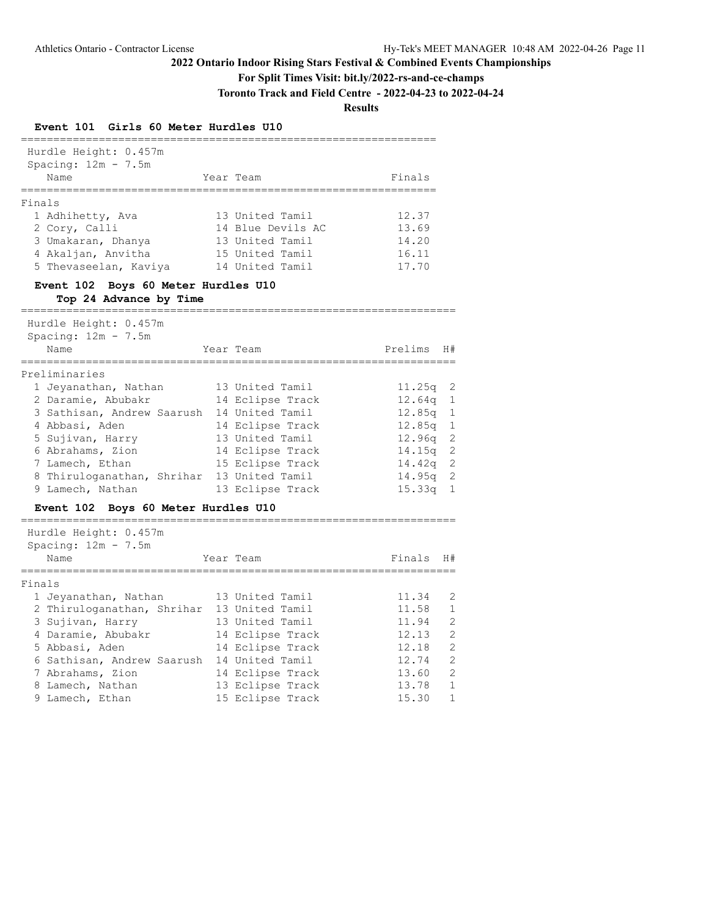# 2022 Ontario Indoor Rising Stars Festival & Combined Events Championships

**For Split Times Visit: bit.ly/2022-rs-and-ce-champs**

**Toronto Track and Field Centre - 2022-04-23 to 2022-04-24**

**Results**

## Event 101 Girls 60 Meter Hurdles U10

Hurdle Height: 0.457m
Spacing: 12m - 7.5m

Finals

| Place | Name | Year | Team | Finals |
|---|---|---|---|---|
| 1 | Adhihetty, Ava | 13 | United Tamil | 12.37 |
| 2 | Cory, Calli | 14 | Blue Devils AC | 13.69 |
| 3 | Umakaran, Dhanya | 13 | United Tamil | 14.20 |
| 4 | Akaljan, Anvitha | 15 | United Tamil | 16.11 |
| 5 | Thevaseelan, Kaviya | 14 | United Tamil | 17.70 |

## Event 102 Boys 60 Meter Hurdles U10

**Top 24 Advance by Time**

Hurdle Height: 0.457m
Spacing: 12m - 7.5m

Preliminaries

| Place | Name | Year | Team | Prelims | H# |
|---|---|---|---|---|---|
| 1 | Jeyanathan, Nathan | 13 | United Tamil | 11.25q | 2 |
| 2 | Daramie, Abubakr | 14 | Eclipse Track | 12.64q | 1 |
| 3 | Sathisan, Andrew Saarush | 14 | United Tamil | 12.85q | 1 |
| 4 | Abbasi, Aden | 14 | Eclipse Track | 12.85q | 1 |
| 5 | Sujivan, Harry | 13 | United Tamil | 12.96q | 2 |
| 6 | Abrahams, Zion | 14 | Eclipse Track | 14.15q | 2 |
| 7 | Lamech, Ethan | 15 | Eclipse Track | 14.42q | 2 |
| 8 | Thiruloganathan, Shrihar | 13 | United Tamil | 14.95q | 2 |
| 9 | Lamech, Nathan | 13 | Eclipse Track | 15.33q | 1 |

## Event 102 Boys 60 Meter Hurdles U10

Hurdle Height: 0.457m
Spacing: 12m - 7.5m

Finals

| Place | Name | Year | Team | Finals | H# |
|---|---|---|---|---|---|
| 1 | Jeyanathan, Nathan | 13 | United Tamil | 11.34 | 2 |
| 2 | Thiruloganathan, Shrihar | 13 | United Tamil | 11.58 | 1 |
| 3 | Sujivan, Harry | 13 | United Tamil | 11.94 | 2 |
| 4 | Daramie, Abubakr | 14 | Eclipse Track | 12.13 | 2 |
| 5 | Abbasi, Aden | 14 | Eclipse Track | 12.18 | 2 |
| 6 | Sathisan, Andrew Saarush | 14 | United Tamil | 12.74 | 2 |
| 7 | Abrahams, Zion | 14 | Eclipse Track | 13.60 | 2 |
| 8 | Lamech, Nathan | 13 | Eclipse Track | 13.78 | 1 |
| 9 | Lamech, Ethan | 15 | Eclipse Track | 15.30 | 1 |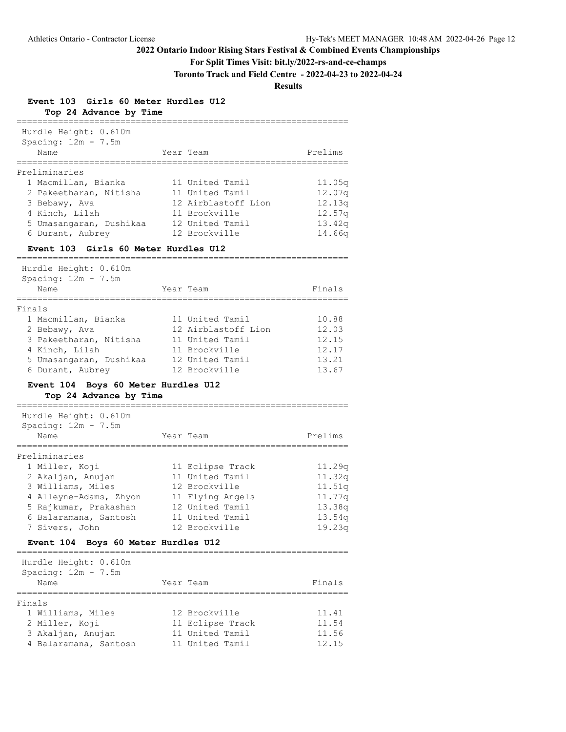# 2022 Ontario Indoor Rising Stars Festival & Combined Events Championships

**For Split Times Visit: bit.ly/2022-rs-and-ce-champs**

**Toronto Track and Field Centre - 2022-04-23 to 2022-04-24**

**Results**

## Event 103 Girls 60 Meter Hurdles U12

**Top 24 Advance by Time**

Hurdle Height: 0.610m
Spacing: 12m - 7.5m

Preliminaries

| Place | Name | Year | Team | Prelims |
|---|---|---|---|---|
| 1 | Macmillan, Bianka | 11 | United Tamil | 11.05q |
| 2 | Pakeetharan, Nitisha | 11 | United Tamil | 12.07q |
| 3 | Bebawy, Ava | 12 | Airblastoff Lion | 12.13q |
| 4 | Kinch, Lilah | 11 | Brockville | 12.57q |
| 5 | Umasangaran, Dushikaa | 12 | United Tamil | 13.42q |
| 6 | Durant, Aubrey | 12 | Brockville | 14.66q |

## Event 103 Girls 60 Meter Hurdles U12

Hurdle Height: 0.610m
Spacing: 12m - 7.5m

Finals

| Place | Name | Year | Team | Finals |
|---|---|---|---|---|
| 1 | Macmillan, Bianka | 11 | United Tamil | 10.88 |
| 2 | Bebawy, Ava | 12 | Airblastoff Lion | 12.03 |
| 3 | Pakeetharan, Nitisha | 11 | United Tamil | 12.15 |
| 4 | Kinch, Lilah | 11 | Brockville | 12.17 |
| 5 | Umasangaran, Dushikaa | 12 | United Tamil | 13.21 |
| 6 | Durant, Aubrey | 12 | Brockville | 13.67 |

## Event 104 Boys 60 Meter Hurdles U12

**Top 24 Advance by Time**

Hurdle Height: 0.610m
Spacing: 12m - 7.5m

Preliminaries

| Place | Name | Year | Team | Prelims |
|---|---|---|---|---|
| 1 | Miller, Koji | 11 | Eclipse Track | 11.29q |
| 2 | Akaljan, Anujan | 11 | United Tamil | 11.32q |
| 3 | Williams, Miles | 12 | Brockville | 11.51q |
| 4 | Alleyne-Adams, Zhyon | 11 | Flying Angels | 11.77q |
| 5 | Rajkumar, Prakashan | 12 | United Tamil | 13.38q |
| 6 | Balaramana, Santosh | 11 | United Tamil | 13.54q |
| 7 | Sivers, John | 12 | Brockville | 19.23q |

## Event 104 Boys 60 Meter Hurdles U12

Hurdle Height: 0.610m
Spacing: 12m - 7.5m

Finals

| Place | Name | Year | Team | Finals |
|---|---|---|---|---|
| 1 | Williams, Miles | 12 | Brockville | 11.41 |
| 2 | Miller, Koji | 11 | Eclipse Track | 11.54 |
| 3 | Akaljan, Anujan | 11 | United Tamil | 11.56 |
| 4 | Balaramana, Santosh | 11 | United Tamil | 12.15 |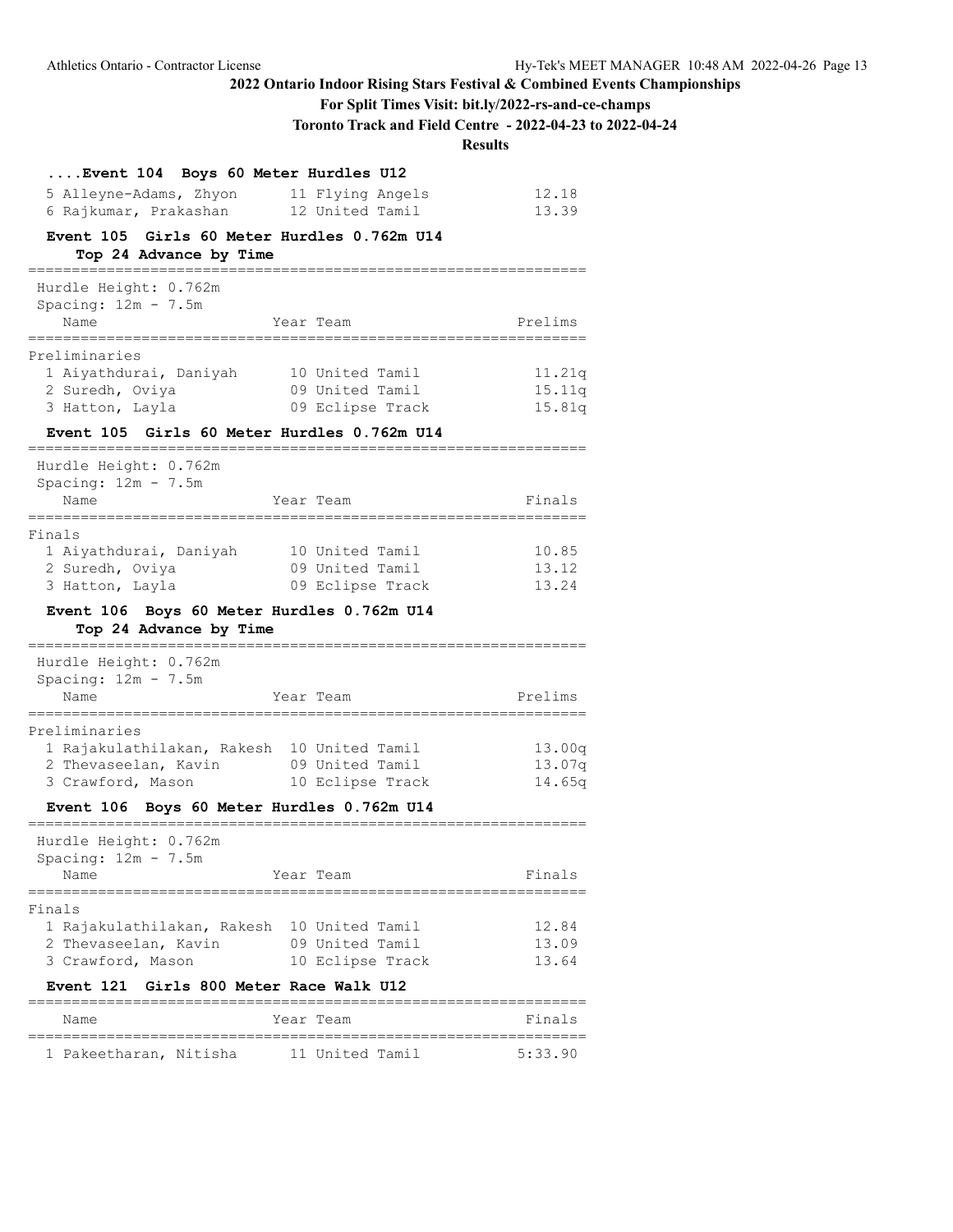## 2022 Ontario Indoor Rising Stars Festival & Combined Events Championships

**For Split Times Visit: bit.ly/2022-rs-and-ce-champs**

**Toronto Track and Field Centre - 2022-04-23 to 2022-04-24**

**Results**

### ....Event 104 Boys 60 Meter Hurdles U12

| Place | Name | Year | Team | Finals |
|---|---|---|---|---|
| 5 | Alleyne-Adams, Zhyon | 11 | Flying Angels | 12.18 |
| 6 | Rajkumar, Prakashan | 12 | United Tamil | 13.39 |

### Event 105 Girls 60 Meter Hurdles 0.762m U14

**Top 24 Advance by Time**

Hurdle Height: 0.762m
Spacing: 12m - 7.5m

Preliminaries

| Place | Name | Year | Team | Prelims |
|---|---|---|---|---|
| 1 | Aiyathdurai, Daniyah | 10 | United Tamil | 11.21q |
| 2 | Suredh, Oviya | 09 | United Tamil | 15.11q |
| 3 | Hatton, Layla | 09 | Eclipse Track | 15.81q |

### Event 105 Girls 60 Meter Hurdles 0.762m U14

Hurdle Height: 0.762m
Spacing: 12m - 7.5m

Finals

| Place | Name | Year | Team | Finals |
|---|---|---|---|---|
| 1 | Aiyathdurai, Daniyah | 10 | United Tamil | 10.85 |
| 2 | Suredh, Oviya | 09 | United Tamil | 13.12 |
| 3 | Hatton, Layla | 09 | Eclipse Track | 13.24 |

### Event 106 Boys 60 Meter Hurdles 0.762m U14

**Top 24 Advance by Time**

Hurdle Height: 0.762m
Spacing: 12m - 7.5m

Preliminaries

| Place | Name | Year | Team | Prelims |
|---|---|---|---|---|
| 1 | Rajakulathilakan, Rakesh | 10 | United Tamil | 13.00q |
| 2 | Thevaseelan, Kavin | 09 | United Tamil | 13.07q |
| 3 | Crawford, Mason | 10 | Eclipse Track | 14.65q |

### Event 106 Boys 60 Meter Hurdles 0.762m U14

Hurdle Height: 0.762m
Spacing: 12m - 7.5m

Finals

| Place | Name | Year | Team | Finals |
|---|---|---|---|---|
| 1 | Rajakulathilakan, Rakesh | 10 | United Tamil | 12.84 |
| 2 | Thevaseelan, Kavin | 09 | United Tamil | 13.09 |
| 3 | Crawford, Mason | 10 | Eclipse Track | 13.64 |

### Event 121 Girls 800 Meter Race Walk U12

| Place | Name | Year | Team | Finals |
|---|---|---|---|---|
| 1 | Pakeetharan, Nitisha | 11 | United Tamil | 5:33.90 |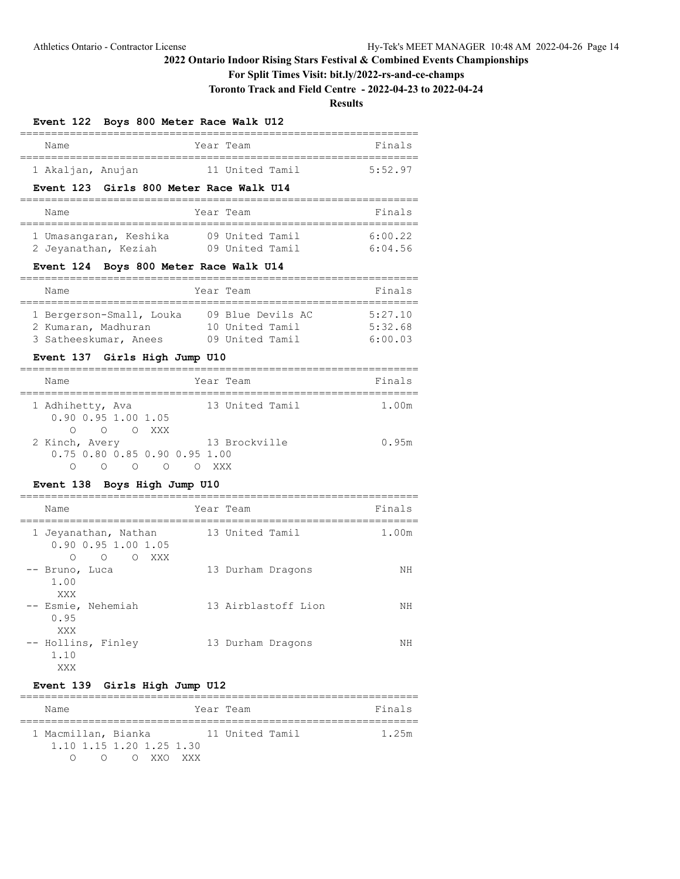# 2022 Ontario Indoor Rising Stars Festival & Combined Events Championships

**For Split Times Visit: bit.ly/2022-rs-and-ce-champs**

**Toronto Track and Field Centre - 2022-04-23 to 2022-04-24**

**Results**

### Event 122 Boys 800 Meter Race Walk U12

| Name | Year | Team | Finals |
|---|---|---|---|
| 1 Akaljan, Anujan | 11 | United Tamil | 5:52.97 |

### Event 123 Girls 800 Meter Race Walk U14

| Name | Year | Team | Finals |
|---|---|---|---|
| 1 Umasangaran, Keshika | 09 | United Tamil | 6:00.22 |
| 2 Jeyanathan, Keziah | 09 | United Tamil | 6:04.56 |

### Event 124 Boys 800 Meter Race Walk U14

| Name | Year | Team | Finals |
|---|---|---|---|
| 1 Bergerson-Small, Louka | 09 | Blue Devils AC | 5:27.10 |
| 2 Kumaran, Madhuran | 10 | United Tamil | 5:32.68 |
| 3 Satheeskumar, Anees | 09 | United Tamil | 6:00.03 |

### Event 137 Girls High Jump U10

```
1 Adhihetty, Ava              13 United Tamil          1.00m
    0.90 0.95 1.00 1.05
       O    O    O  XXX
2 Kinch, Avery                13 Brockville            0.95m
    0.75 0.80 0.85 0.90 0.95 1.00
       O    O    O    O    O  XXX
```

### Event 138 Boys High Jump U10

```
1 Jeyanathan, Nathan          13 United Tamil          1.00m
    0.90 0.95 1.00 1.05
       O    O    O  XXX
-- Bruno, Luca                13 Durham Dragons           NH
    1.00
     XXX
-- Esmie, Nehemiah            13 Airblastoff Lion         NH
    0.95
     XXX
-- Hollins, Finley            13 Durham Dragons           NH
    1.10
     XXX
```

### Event 139 Girls High Jump U12

```
1 Macmillan, Bianka           11 United Tamil          1.25m
    1.10 1.15 1.20 1.25 1.30
       O    O    O  XXO  XXX
```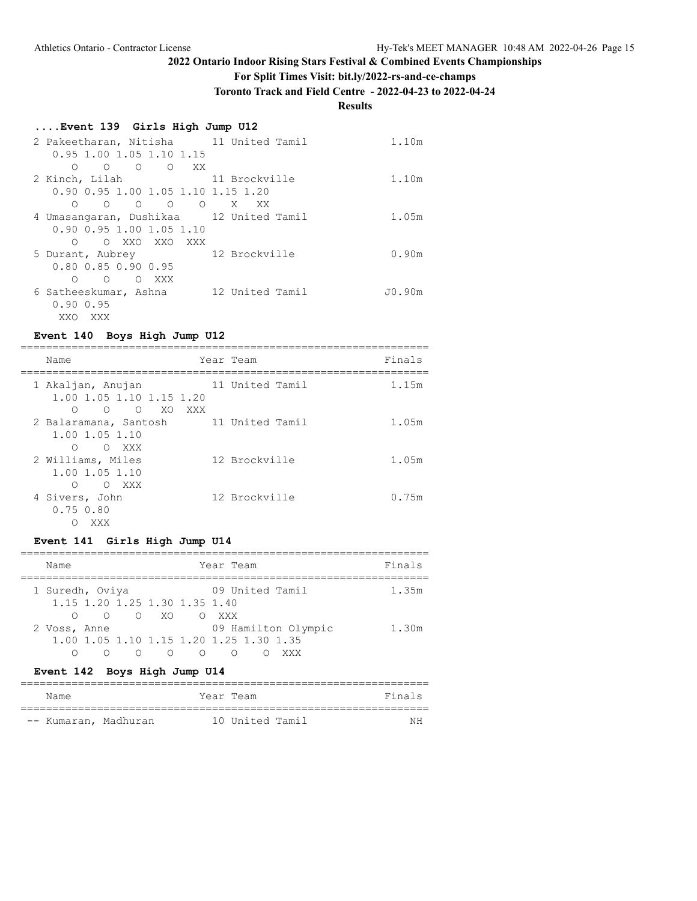# 2022 Ontario Indoor Rising Stars Festival & Combined Events Championships

**For Split Times Visit: bit.ly/2022-rs-and-ce-champs**

**Toronto Track and Field Centre - 2022-04-23 to 2022-04-24**

**Results**

### ....Event 139 Girls High Jump U12

```
 2 Pakeetharan, Nitisha      11 United Tamil            1.10m
    0.95 1.00 1.05 1.10 1.15
      O    O    O    O   XX
 2 Kinch, Lilah              11 Brockville              1.10m
    0.90 0.95 1.00 1.05 1.10 1.15 1.20
      O    O    O    O    O    X   XX
 4 Umasangaran, Dushikaa     12 United Tamil            1.05m
    0.90 0.95 1.00 1.05 1.10
      O    O  XXO  XXO  XXX
 5 Durant, Aubrey            12 Brockville              0.90m
    0.80 0.85 0.90 0.95
      O    O    O  XXX
 6 Satheeskumar, Ashna       12 United Tamil           J0.90m
    0.90 0.95
    XXO  XXX
```

### Event 140 Boys High Jump U12

```
================================================================
    Name                    Year Team                    Finals
================================================================
 1 Akaljan, Anujan           11 United Tamil            1.15m
    1.00 1.05 1.10 1.15 1.20
      O    O    O   XO  XXX
 2 Balaramana, Santosh       11 United Tamil            1.05m
    1.00 1.05 1.10
      O    O  XXX
 2 Williams, Miles           12 Brockville              1.05m
    1.00 1.05 1.10
      O    O  XXX
 4 Sivers, John              12 Brockville              0.75m
    0.75 0.80
      O  XXX
```

### Event 141 Girls High Jump U14

```
================================================================
    Name                    Year Team                    Finals
================================================================
 1 Suredh, Oviya             09 United Tamil            1.35m
    1.15 1.20 1.25 1.30 1.35 1.40
      O    O    O   XO    O  XXX
 2 Voss, Anne                09 Hamilton Olympic        1.30m
    1.00 1.05 1.10 1.15 1.20 1.25 1.30 1.35
      O    O    O    O    O    O    O  XXX
```

### Event 142 Boys High Jump U14

```
================================================================
    Name                    Year Team                    Finals
================================================================
 -- Kumaran, Madhuran        10 United Tamil               NH
```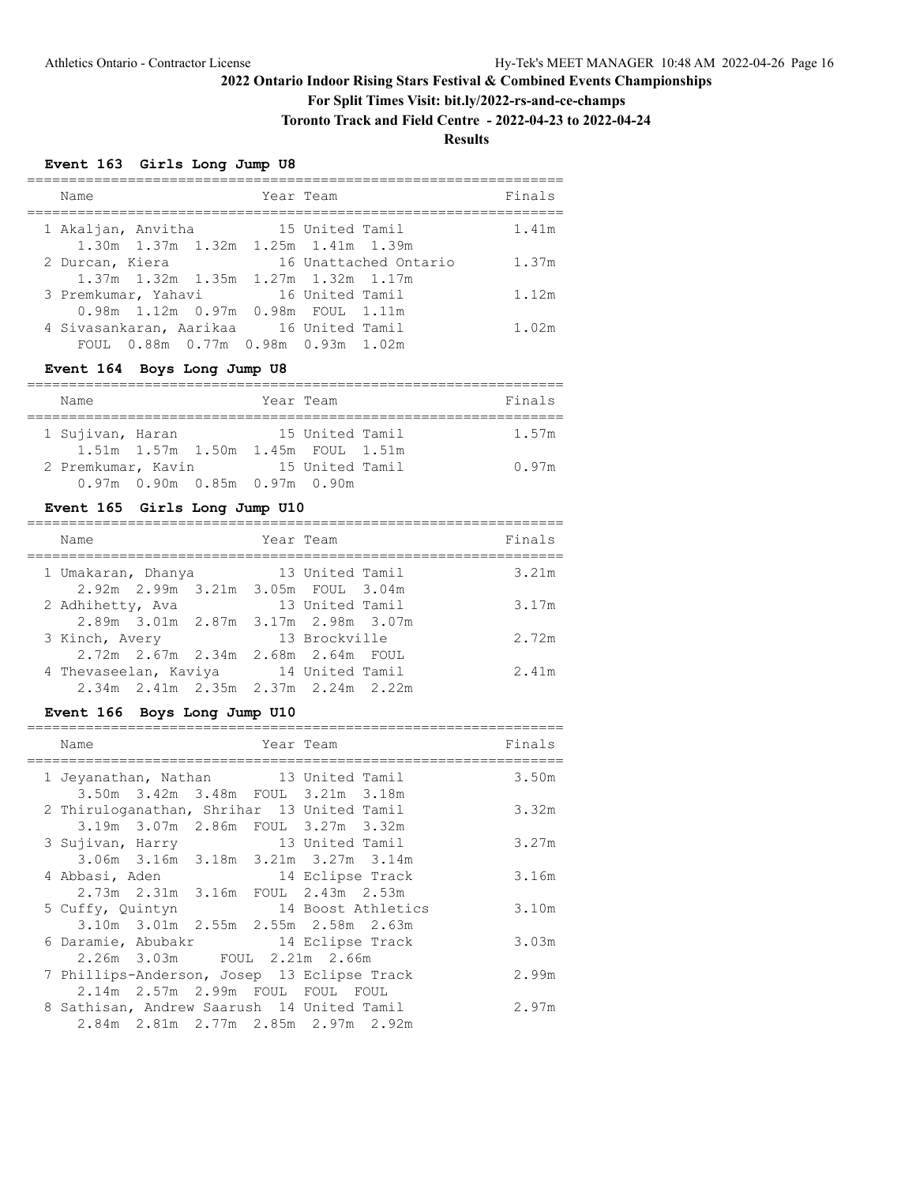# 2022 Ontario Indoor Rising Stars Festival & Combined Events Championships

**For Split Times Visit: bit.ly/2022-rs-and-ce-champs**

**Toronto Track and Field Centre - 2022-04-23 to 2022-04-24**

**Results**

### Event 163 Girls Long Jump U8

| Place | Name | Year | Team | Finals |
|---|---|---|---|---|
| 1 | Akaljan, Anvitha | 15 | United Tamil | 1.41m |
| | 1.30m 1.37m 1.32m 1.25m 1.41m 1.39m | | | |
| 2 | Durcan, Kiera | 16 | Unattached Ontario | 1.37m |
| | 1.37m 1.32m 1.35m 1.27m 1.32m 1.17m | | | |
| 3 | Premkumar, Yahavi | 16 | United Tamil | 1.12m |
| | 0.98m 1.12m 0.97m 0.98m FOUL 1.11m | | | |
| 4 | Sivasankaran, Aarikaa | 16 | United Tamil | 1.02m |
| | FOUL 0.88m 0.77m 0.98m 0.93m 1.02m | | | |

### Event 164 Boys Long Jump U8

| Place | Name | Year | Team | Finals |
|---|---|---|---|---|
| 1 | Sujivan, Haran | 15 | United Tamil | 1.57m |
| | 1.51m 1.57m 1.50m 1.45m FOUL 1.51m | | | |
| 2 | Premkumar, Kavin | 15 | United Tamil | 0.97m |
| | 0.97m 0.90m 0.85m 0.97m 0.90m | | | |

### Event 165 Girls Long Jump U10

| Place | Name | Year | Team | Finals |
|---|---|---|---|---|
| 1 | Umakaran, Dhanya | 13 | United Tamil | 3.21m |
| | 2.92m 2.99m 3.21m 3.05m FOUL 3.04m | | | |
| 2 | Adhihetty, Ava | 13 | United Tamil | 3.17m |
| | 2.89m 3.01m 2.87m 3.17m 2.98m 3.07m | | | |
| 3 | Kinch, Avery | 13 | Brockville | 2.72m |
| | 2.72m 2.67m 2.34m 2.68m 2.64m FOUL | | | |
| 4 | Thevaseelan, Kaviya | 14 | United Tamil | 2.41m |
| | 2.34m 2.41m 2.35m 2.37m 2.24m 2.22m | | | |

### Event 166 Boys Long Jump U10

| Place | Name | Year | Team | Finals |
|---|---|---|---|---|
| 1 | Jeyanathan, Nathan | 13 | United Tamil | 3.50m |
| | 3.50m 3.42m 3.48m FOUL 3.21m 3.18m | | | |
| 2 | Thiruloganathan, Shrihar | 13 | United Tamil | 3.32m |
| | 3.19m 3.07m 2.86m FOUL 3.27m 3.32m | | | |
| 3 | Sujivan, Harry | 13 | United Tamil | 3.27m |
| | 3.06m 3.16m 3.18m 3.21m 3.27m 3.14m | | | |
| 4 | Abbasi, Aden | 14 | Eclipse Track | 3.16m |
| | 2.73m 2.31m 3.16m FOUL 2.43m 2.53m | | | |
| 5 | Cuffy, Quintyn | 14 | Boost Athletics | 3.10m |
| | 3.10m 3.01m 2.55m 2.55m 2.58m 2.63m | | | |
| 6 | Daramie, Abubakr | 14 | Eclipse Track | 3.03m |
| | 2.26m 3.03m FOUL 2.21m 2.66m | | | |
| 7 | Phillips-Anderson, Josep | 13 | Eclipse Track | 2.99m |
| | 2.14m 2.57m 2.99m FOUL FOUL FOUL | | | |
| 8 | Sathisan, Andrew Saarush | 14 | United Tamil | 2.97m |
| | 2.84m 2.81m 2.77m 2.85m 2.97m 2.92m | | | |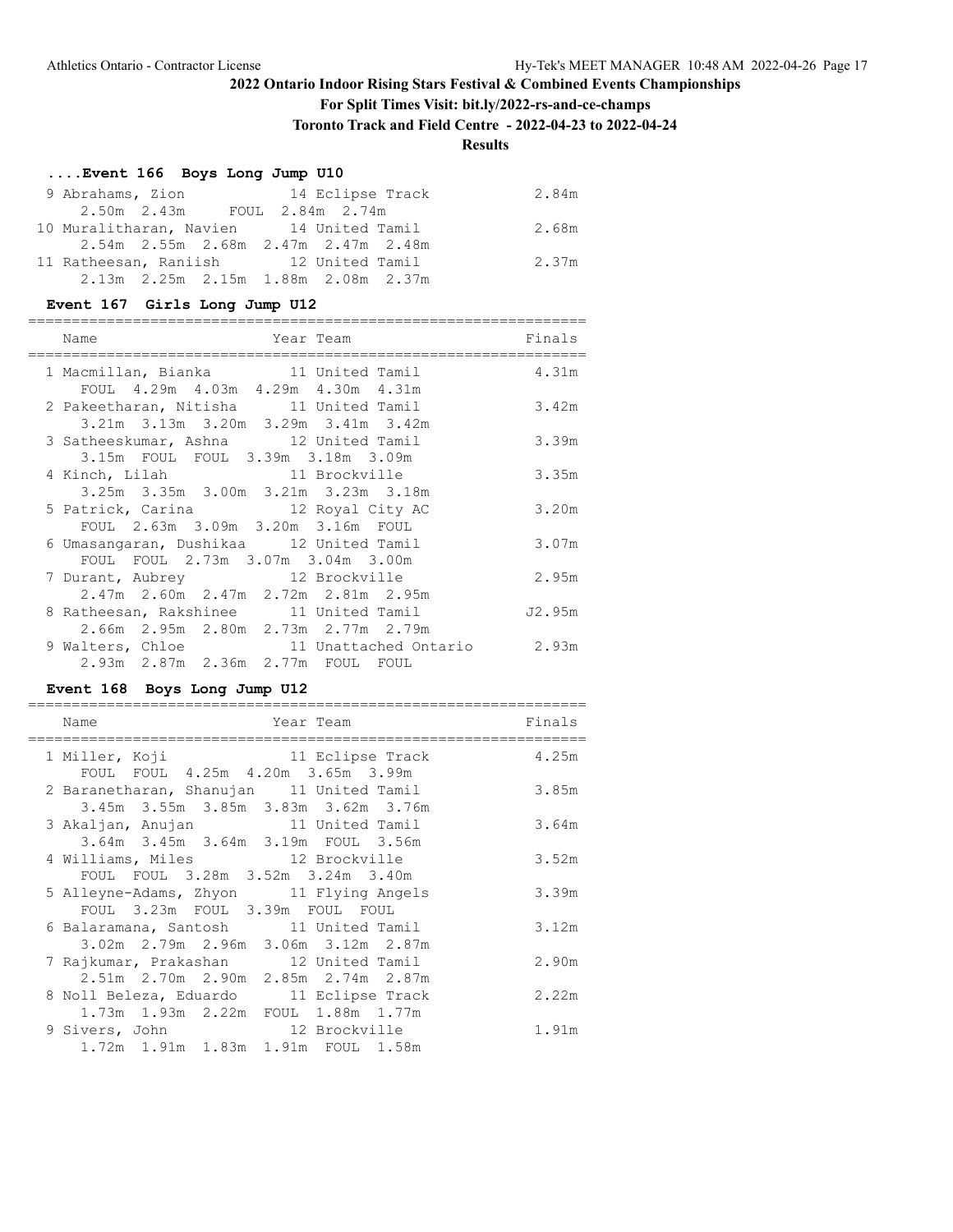## 2022 Ontario Indoor Rising Stars Festival & Combined Events Championships

**For Split Times Visit: bit.ly/2022-rs-and-ce-champs**

**Toronto Track and Field Centre - 2022-04-23 to 2022-04-24**

**Results**

### ....Event 166 Boys Long Jump U10

| Place | Name | Year | Team | Finals |
|---|---|---|---|---|
| 9 | Abrahams, Zion | 14 | Eclipse Track | 2.84m |
| | 2.50m 2.43m FOUL 2.84m 2.74m | | | |
| 10 | Muralitharan, Navien | 14 | United Tamil | 2.68m |
| | 2.54m 2.55m 2.68m 2.47m 2.47m 2.48m | | | |
| 11 | Ratheesan, Raniish | 12 | United Tamil | 2.37m |
| | 2.13m 2.25m 2.15m 1.88m 2.08m 2.37m | | | |

### Event 167 Girls Long Jump U12

| Place | Name | Year | Team | Finals |
|---|---|---|---|---|
| 1 | Macmillan, Bianka | 11 | United Tamil | 4.31m |
| | FOUL 4.29m 4.03m 4.29m 4.30m 4.31m | | | |
| 2 | Pakeetharan, Nitisha | 11 | United Tamil | 3.42m |
| | 3.21m 3.13m 3.20m 3.29m 3.41m 3.42m | | | |
| 3 | Satheeskumar, Ashna | 12 | United Tamil | 3.39m |
| | 3.15m FOUL FOUL 3.39m 3.18m 3.09m | | | |
| 4 | Kinch, Lilah | 11 | Brockville | 3.35m |
| | 3.25m 3.35m 3.00m 3.21m 3.23m 3.18m | | | |
| 5 | Patrick, Carina | 12 | Royal City AC | 3.20m |
| | FOUL 2.63m 3.09m 3.20m 3.16m FOUL | | | |
| 6 | Umasangaran, Dushikaa | 12 | United Tamil | 3.07m |
| | FOUL FOUL 2.73m 3.07m 3.04m 3.00m | | | |
| 7 | Durant, Aubrey | 12 | Brockville | 2.95m |
| | 2.47m 2.60m 2.47m 2.72m 2.81m 2.95m | | | |
| 8 | Ratheesan, Rakshinee | 11 | United Tamil | J2.95m |
| | 2.66m 2.95m 2.80m 2.73m 2.77m 2.79m | | | |
| 9 | Walters, Chloe | 11 | Unattached Ontario | 2.93m |
| | 2.93m 2.87m 2.36m 2.77m FOUL FOUL | | | |

### Event 168 Boys Long Jump U12

| Place | Name | Year | Team | Finals |
|---|---|---|---|---|
| 1 | Miller, Koji | 11 | Eclipse Track | 4.25m |
| | FOUL FOUL 4.25m 4.20m 3.65m 3.99m | | | |
| 2 | Baranetharan, Shanujan | 11 | United Tamil | 3.85m |
| | 3.45m 3.55m 3.85m 3.83m 3.62m 3.76m | | | |
| 3 | Akaljan, Anujan | 11 | United Tamil | 3.64m |
| | 3.64m 3.45m 3.64m 3.19m FOUL 3.56m | | | |
| 4 | Williams, Miles | 12 | Brockville | 3.52m |
| | FOUL FOUL 3.28m 3.52m 3.24m 3.40m | | | |
| 5 | Alleyne-Adams, Zhyon | 11 | Flying Angels | 3.39m |
| | FOUL 3.23m FOUL 3.39m FOUL FOUL | | | |
| 6 | Balaramana, Santosh | 11 | United Tamil | 3.12m |
| | 3.02m 2.79m 2.96m 3.06m 3.12m 2.87m | | | |
| 7 | Rajkumar, Prakashan | 12 | United Tamil | 2.90m |
| | 2.51m 2.70m 2.90m 2.85m 2.74m 2.87m | | | |
| 8 | Noll Beleza, Eduardo | 11 | Eclipse Track | 2.22m |
| | 1.73m 1.93m 2.22m FOUL 1.88m 1.77m | | | |
| 9 | Sivers, John | 12 | Brockville | 1.91m |
| | 1.72m 1.91m 1.83m 1.91m FOUL 1.58m | | | |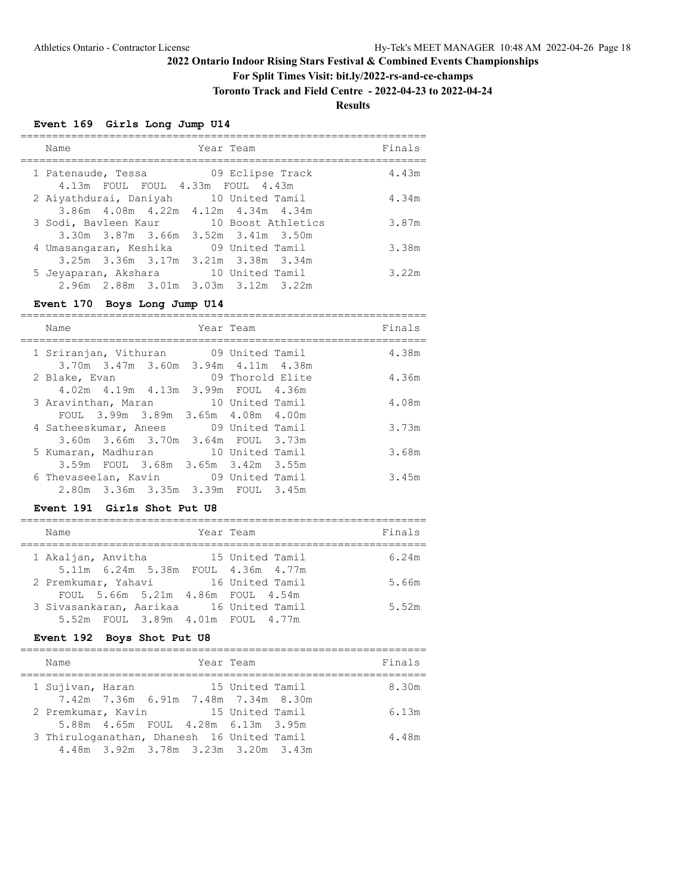# 2022 Ontario Indoor Rising Stars Festival & Combined Events Championships

**For Split Times Visit: bit.ly/2022-rs-and-ce-champs**

**Toronto Track and Field Centre - 2022-04-23 to 2022-04-24**

**Results**

### Event 169 Girls Long Jump U14

| Place | Name | Year | Team | Finals |
|---|---|---|---|---|
| 1 | Patenaude, Tessa | 09 | Eclipse Track | 4.43m |
| | 4.13m FOUL FOUL 4.33m FOUL 4.43m | | | |
| 2 | Aiyathdurai, Daniyah | 10 | United Tamil | 4.34m |
| | 3.86m 4.08m 4.22m 4.12m 4.34m 4.34m | | | |
| 3 | Sodi, Bavleen Kaur | 10 | Boost Athletics | 3.87m |
| | 3.30m 3.87m 3.66m 3.52m 3.41m 3.50m | | | |
| 4 | Umasangaran, Keshika | 09 | United Tamil | 3.38m |
| | 3.25m 3.36m 3.17m 3.21m 3.38m 3.34m | | | |
| 5 | Jeyaparan, Akshara | 10 | United Tamil | 3.22m |
| | 2.96m 2.88m 3.01m 3.03m 3.12m 3.22m | | | |

### Event 170 Boys Long Jump U14

| Place | Name | Year | Team | Finals |
|---|---|---|---|---|
| 1 | Sriranjan, Vithuran | 09 | United Tamil | 4.38m |
| | 3.70m 3.47m 3.60m 3.94m 4.11m 4.38m | | | |
| 2 | Blake, Evan | 09 | Thorold Elite | 4.36m |
| | 4.02m 4.19m 4.13m 3.99m FOUL 4.36m | | | |
| 3 | Aravinthan, Maran | 10 | United Tamil | 4.08m |
| | FOUL 3.99m 3.89m 3.65m 4.08m 4.00m | | | |
| 4 | Satheeskumar, Anees | 09 | United Tamil | 3.73m |
| | 3.60m 3.66m 3.70m 3.64m FOUL 3.73m | | | |
| 5 | Kumaran, Madhuran | 10 | United Tamil | 3.68m |
| | 3.59m FOUL 3.68m 3.65m 3.42m 3.55m | | | |
| 6 | Thevaseelan, Kavin | 09 | United Tamil | 3.45m |
| | 2.80m 3.36m 3.35m 3.39m FOUL 3.45m | | | |

### Event 191 Girls Shot Put U8

| Place | Name | Year | Team | Finals |
|---|---|---|---|---|
| 1 | Akaljan, Anvitha | 15 | United Tamil | 6.24m |
| | 5.11m 6.24m 5.38m FOUL 4.36m 4.77m | | | |
| 2 | Premkumar, Yahavi | 16 | United Tamil | 5.66m |
| | FOUL 5.66m 5.21m 4.86m FOUL 4.54m | | | |
| 3 | Sivasankaran, Aarikaa | 16 | United Tamil | 5.52m |
| | 5.52m FOUL 3.89m 4.01m FOUL 4.77m | | | |

### Event 192 Boys Shot Put U8

| Place | Name | Year | Team | Finals |
|---|---|---|---|---|
| 1 | Sujivan, Haran | 15 | United Tamil | 8.30m |
| | 7.42m 7.36m 6.91m 7.48m 7.34m 8.30m | | | |
| 2 | Premkumar, Kavin | 15 | United Tamil | 6.13m |
| | 5.88m 4.65m FOUL 4.28m 6.13m 3.95m | | | |
| 3 | Thiruloganathan, Dhanesh | 16 | United Tamil | 4.48m |
| | 4.48m 3.92m 3.78m 3.23m 3.20m 3.43m | | | |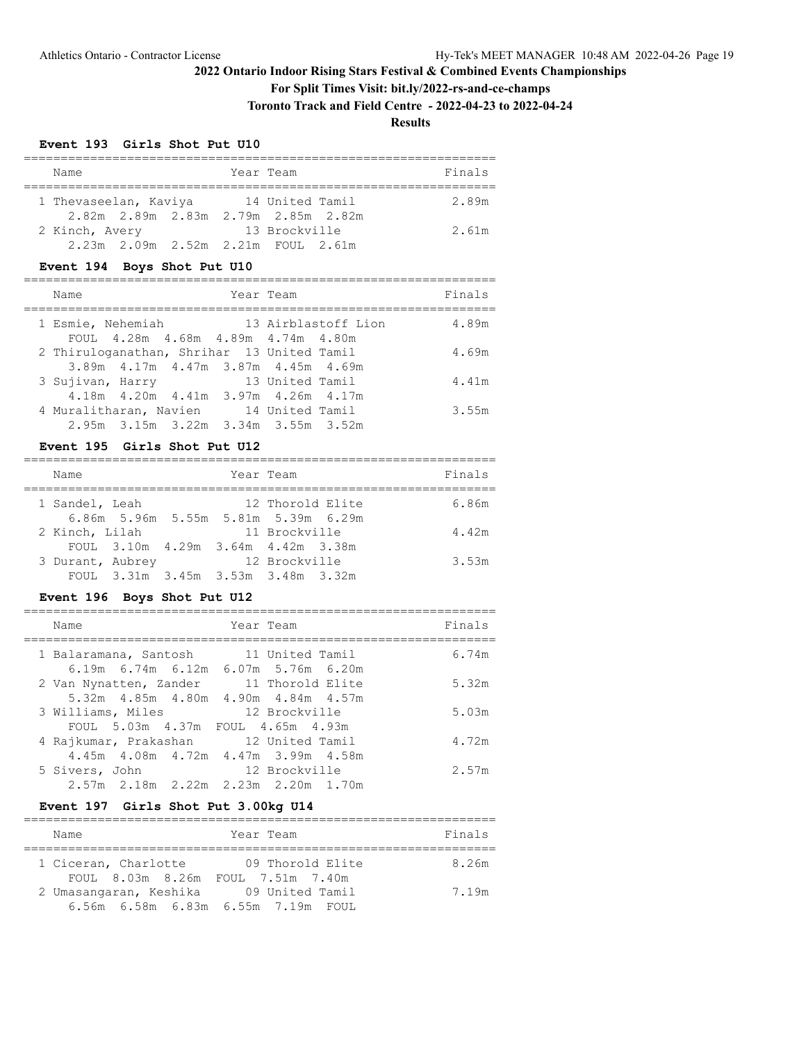# 2022 Ontario Indoor Rising Stars Festival & Combined Events Championships

**For Split Times Visit: bit.ly/2022-rs-and-ce-champs**

**Toronto Track and Field Centre - 2022-04-23 to 2022-04-24**

**Results**

### Event 193 Girls Shot Put U10

| Place | Name | Year | Team | Finals |
|---|---|---|---|---|
| 1 | Thevaseelan, Kaviya | 14 | United Tamil | 2.89m |
| | 2.82m 2.89m 2.83m 2.79m 2.85m 2.82m | | | |
| 2 | Kinch, Avery | 13 | Brockville | 2.61m |
| | 2.23m 2.09m 2.52m 2.21m FOUL 2.61m | | | |

### Event 194 Boys Shot Put U10

| Place | Name | Year | Team | Finals |
|---|---|---|---|---|
| 1 | Esmie, Nehemiah | 13 | Airblastoff Lion | 4.89m |
| | FOUL 4.28m 4.68m 4.89m 4.74m 4.80m | | | |
| 2 | Thiruloganathan, Shrihar | 13 | United Tamil | 4.69m |
| | 3.89m 4.17m 4.47m 3.87m 4.45m 4.69m | | | |
| 3 | Sujivan, Harry | 13 | United Tamil | 4.41m |
| | 4.18m 4.20m 4.41m 3.97m 4.26m 4.17m | | | |
| 4 | Muralitharan, Navien | 14 | United Tamil | 3.55m |
| | 2.95m 3.15m 3.22m 3.34m 3.55m 3.52m | | | |

### Event 195 Girls Shot Put U12

| Place | Name | Year | Team | Finals |
|---|---|---|---|---|
| 1 | Sandel, Leah | 12 | Thorold Elite | 6.86m |
| | 6.86m 5.96m 5.55m 5.81m 5.39m 6.29m | | | |
| 2 | Kinch, Lilah | 11 | Brockville | 4.42m |
| | FOUL 3.10m 4.29m 3.64m 4.42m 3.38m | | | |
| 3 | Durant, Aubrey | 12 | Brockville | 3.53m |
| | FOUL 3.31m 3.45m 3.53m 3.48m 3.32m | | | |

### Event 196 Boys Shot Put U12

| Place | Name | Year | Team | Finals |
|---|---|---|---|---|
| 1 | Balaramana, Santosh | 11 | United Tamil | 6.74m |
| | 6.19m 6.74m 6.12m 6.07m 5.76m 6.20m | | | |
| 2 | Van Nynatten, Zander | 11 | Thorold Elite | 5.32m |
| | 5.32m 4.85m 4.80m 4.90m 4.84m 4.57m | | | |
| 3 | Williams, Miles | 12 | Brockville | 5.03m |
| | FOUL 5.03m 4.37m FOUL 4.65m 4.93m | | | |
| 4 | Rajkumar, Prakashan | 12 | United Tamil | 4.72m |
| | 4.45m 4.08m 4.72m 4.47m 3.99m 4.58m | | | |
| 5 | Sivers, John | 12 | Brockville | 2.57m |
| | 2.57m 2.18m 2.22m 2.23m 2.20m 1.70m | | | |

### Event 197 Girls Shot Put 3.00kg U14

| Place | Name | Year | Team | Finals |
|---|---|---|---|---|
| 1 | Ciceran, Charlotte | 09 | Thorold Elite | 8.26m |
| | FOUL 8.03m 8.26m FOUL 7.51m 7.40m | | | |
| 2 | Umasangaran, Keshika | 09 | United Tamil | 7.19m |
| | 6.56m 6.58m 6.83m 6.55m 7.19m FOUL | | | |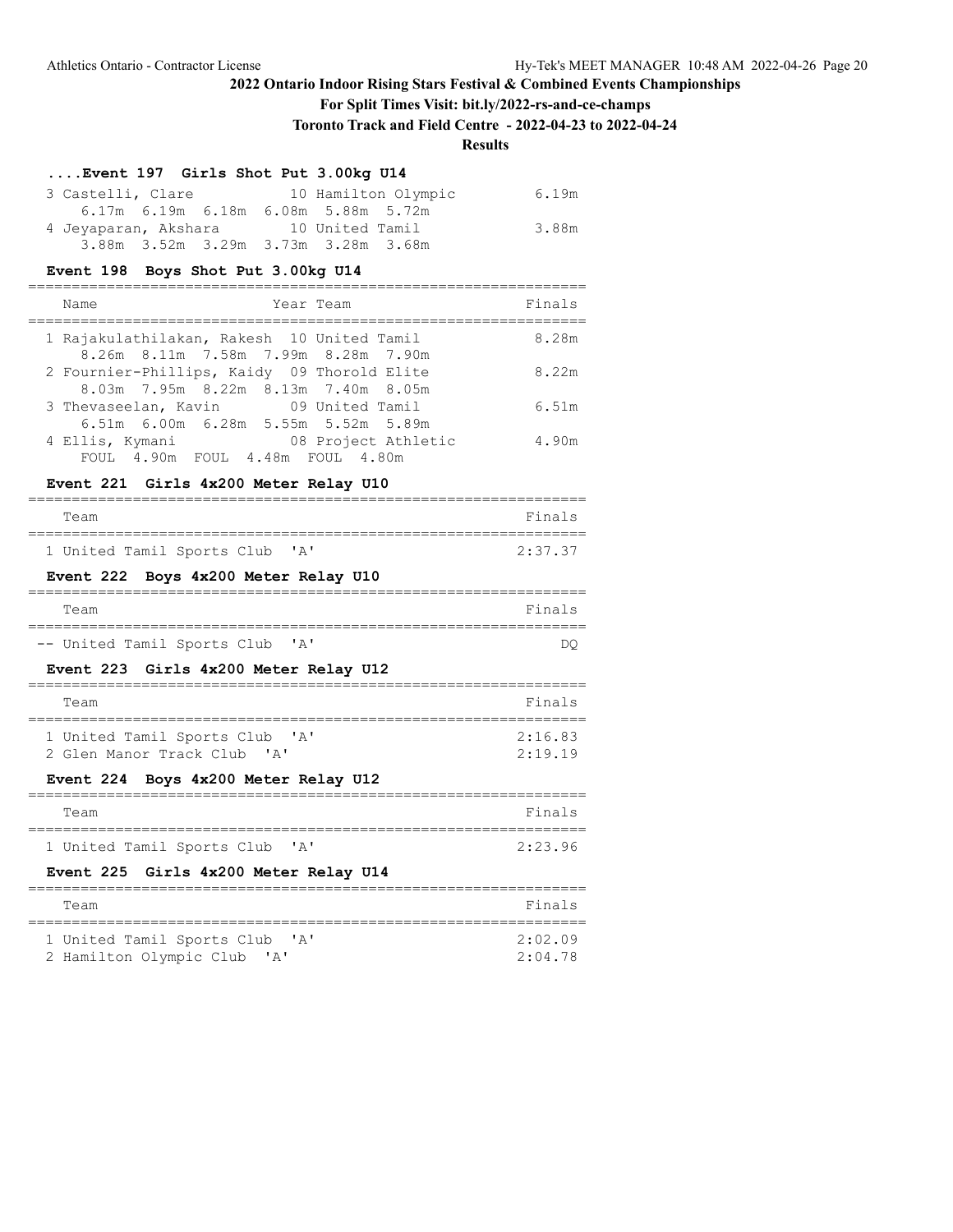# 2022 Ontario Indoor Rising Stars Festival & Combined Events Championships

**For Split Times Visit: bit.ly/2022-rs-and-ce-champs**

**Toronto Track and Field Centre - 2022-04-23 to 2022-04-24**

**Results**

### ....Event 197 Girls Shot Put 3.00kg U14

| Place | Name | Year | Team | Finals |
|---|---|---|---|---|
| 3 | Castelli, Clare | 10 | Hamilton Olympic | 6.19m |
| | 6.17m 6.19m 6.18m 6.08m 5.88m 5.72m | | | |
| 4 | Jeyaparan, Akshara | 10 | United Tamil | 3.88m |
| | 3.88m 3.52m 3.29m 3.73m 3.28m 3.68m | | | |

### Event 198 Boys Shot Put 3.00kg U14

| Place | Name | Year | Team | Finals |
|---|---|---|---|---|
| 1 | Rajakulathilakan, Rakesh | 10 | United Tamil | 8.28m |
| | 8.26m 8.11m 7.58m 7.99m 8.28m 7.90m | | | |
| 2 | Fournier-Phillips, Kaidy | 09 | Thorold Elite | 8.22m |
| | 8.03m 7.95m 8.22m 8.13m 7.40m 8.05m | | | |
| 3 | Thevaseelan, Kavin | 09 | United Tamil | 6.51m |
| | 6.51m 6.00m 6.28m 5.55m 5.52m 5.89m | | | |
| 4 | Ellis, Kymani | 08 | Project Athletic | 4.90m |
| | FOUL 4.90m FOUL 4.48m FOUL 4.80m | | | |

### Event 221 Girls 4x200 Meter Relay U10

| Place | Team | Finals |
|---|---|---|
| 1 | United Tamil Sports Club 'A' | 2:37.37 |

### Event 222 Boys 4x200 Meter Relay U10

| Place | Team | Finals |
|---|---|---|
| -- | United Tamil Sports Club 'A' | DQ |

### Event 223 Girls 4x200 Meter Relay U12

| Place | Team | Finals |
|---|---|---|
| 1 | United Tamil Sports Club 'A' | 2:16.83 |
| 2 | Glen Manor Track Club 'A' | 2:19.19 |

### Event 224 Boys 4x200 Meter Relay U12

| Place | Team | Finals |
|---|---|---|
| 1 | United Tamil Sports Club 'A' | 2:23.96 |

### Event 225 Girls 4x200 Meter Relay U14

| Place | Team | Finals |
|---|---|---|
| 1 | United Tamil Sports Club 'A' | 2:02.09 |
| 2 | Hamilton Olympic Club 'A' | 2:04.78 |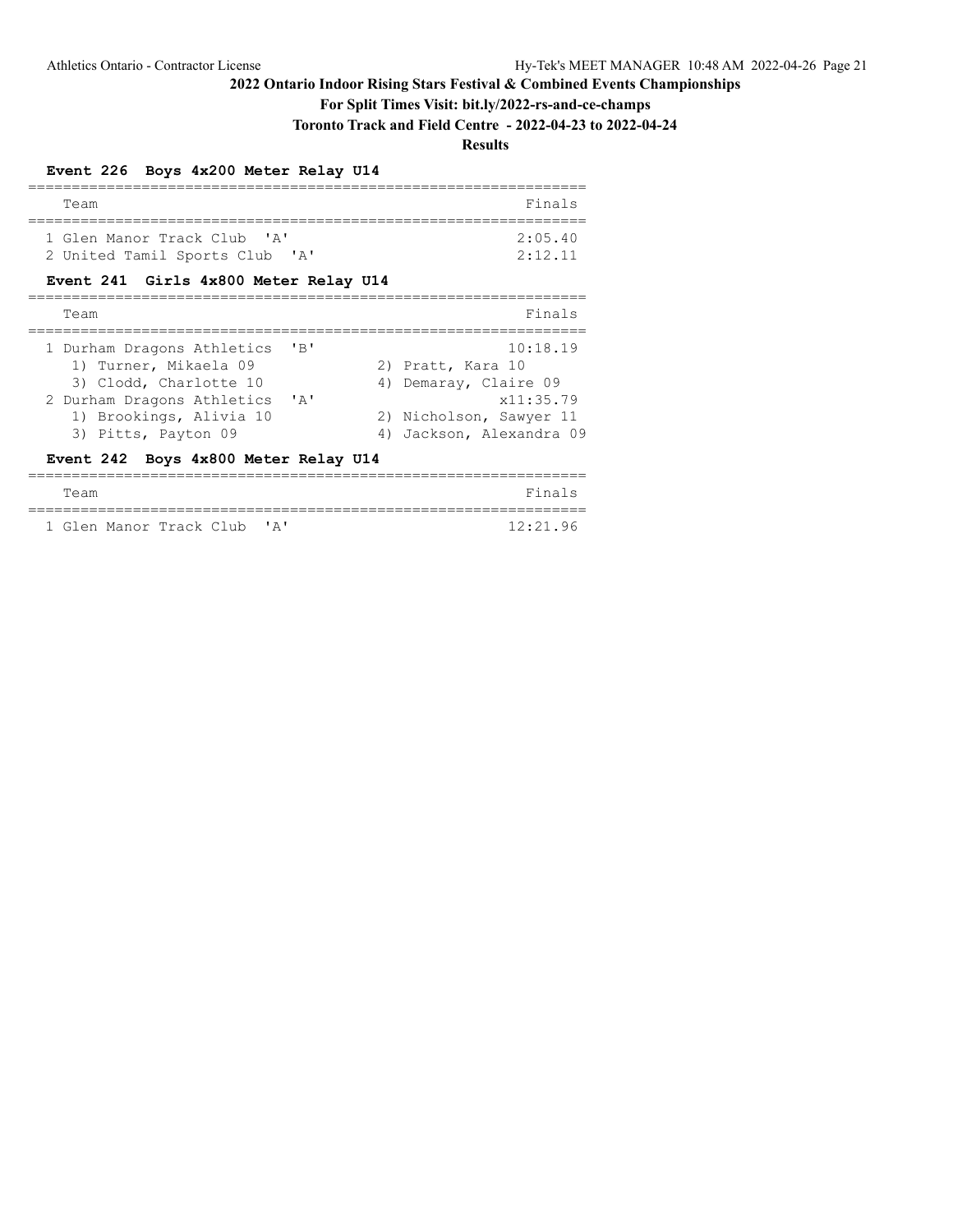**2022 Ontario Indoor Rising Stars Festival & Combined Events Championships**

**For Split Times Visit: bit.ly/2022-rs-and-ce-champs**

**Toronto Track and Field Centre - 2022-04-23 to 2022-04-24**

**Results**

### Event 226 Boys 4x200 Meter Relay U14

| Team | Finals |
|---|---|
| 1 Glen Manor Track Club 'A' | 2:05.40 |
| 2 United Tamil Sports Club 'A' | 2:12.11 |

### Event 241 Girls 4x800 Meter Relay U14

| Team | | Finals |
|---|---|---|
| 1 Durham Dragons Athletics 'B' | | 10:18.19 |
| 1) Turner, Mikaela 09 | 2) Pratt, Kara 10 | |
| 3) Clodd, Charlotte 10 | 4) Demaray, Claire 09 | |
| 2 Durham Dragons Athletics 'A' | | x11:35.79 |
| 1) Brookings, Alivia 10 | 2) Nicholson, Sawyer 11 | |
| 3) Pitts, Payton 09 | 4) Jackson, Alexandra 09 | |

### Event 242 Boys 4x800 Meter Relay U14

| Team | Finals |
|---|---|
| 1 Glen Manor Track Club 'A' | 12:21.96 |